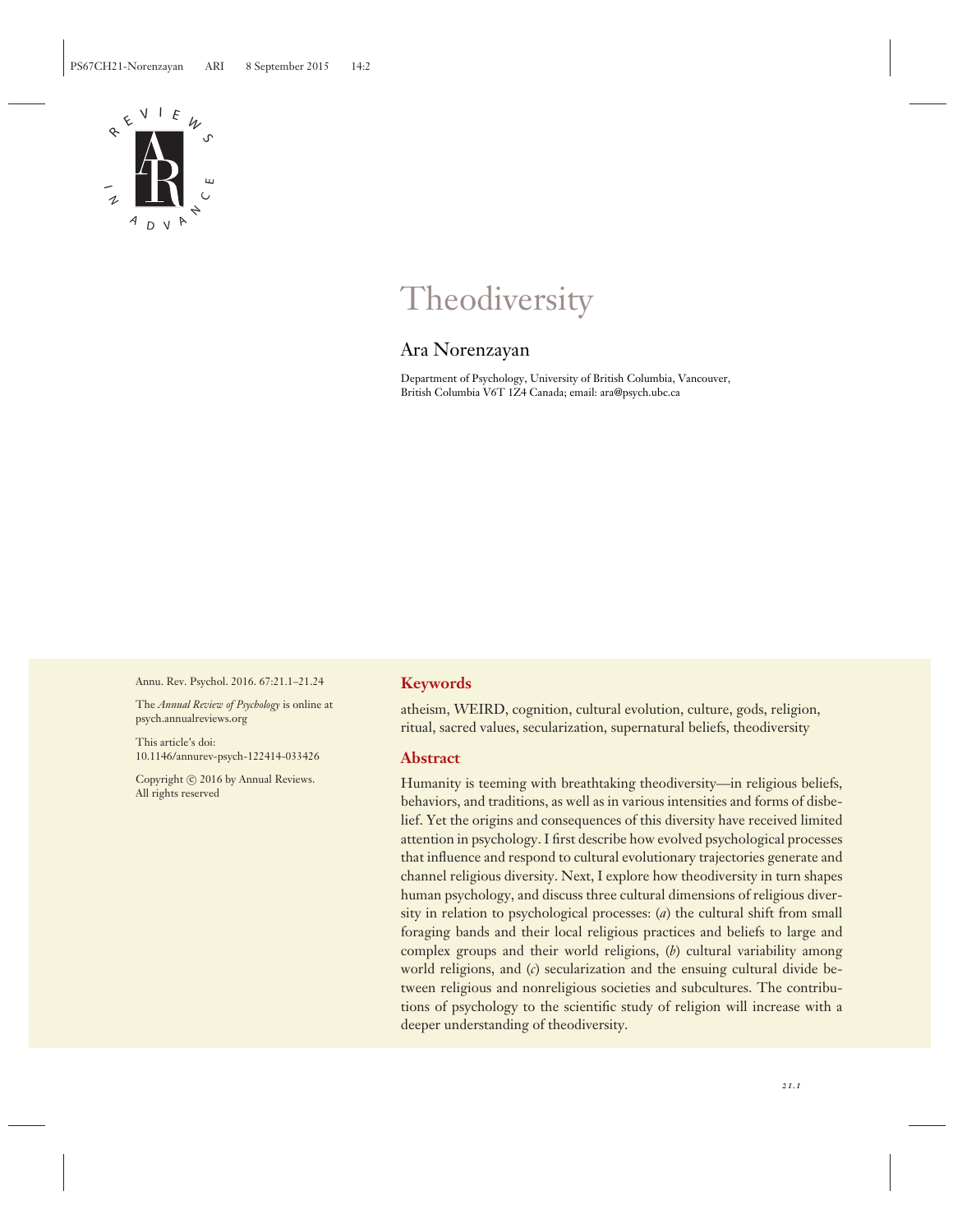# Theodiversity

## Ara Norenzayan

Department of Psychology, University of British Columbia, Vancouver, British Columbia V6T 1Z4 Canada; email: ara@psych.ubc.ca

Annu. Rev. Psychol. 2016. 67:21.1–21.24

The *Annual Review of Psychology* is online at psych.annualreviews.org

This article's doi: 10.1146/annurev-psych-122414-033426

Copyright © 2016 by Annual Reviews. All rights reserved

### Keywords

atheism, WEIRD, cognition, cultural evolution, culture, gods, religion, ritual, sacred values, secularization, supernatural beliefs, theodiversity

### Abstract

Humanity is teeming with breathtaking theodiversity—in religious beliefs, behaviors, and traditions, as well as in various intensities and forms of disbelief. Yet the origins and consequences of this diversity have received limited attention in psychology. I first describe how evolved psychological processes that influence and respond to cultural evolutionary trajectories generate and channel religious diversity. Next, I explore how theodiversity in turn shapes human psychology, and discuss three cultural dimensions of religious diversity in relation to psychological processes: (*a*) the cultural shift from small foraging bands and their local religious practices and beliefs to large and complex groups and their world religions, (*b*) cultural variability among world religions, and (*c*) secularization and the ensuing cultural divide between religious and nonreligious societies and subcultures. The contributions of psychology to the scientific study of religion will increase with a deeper understanding of theodiversity.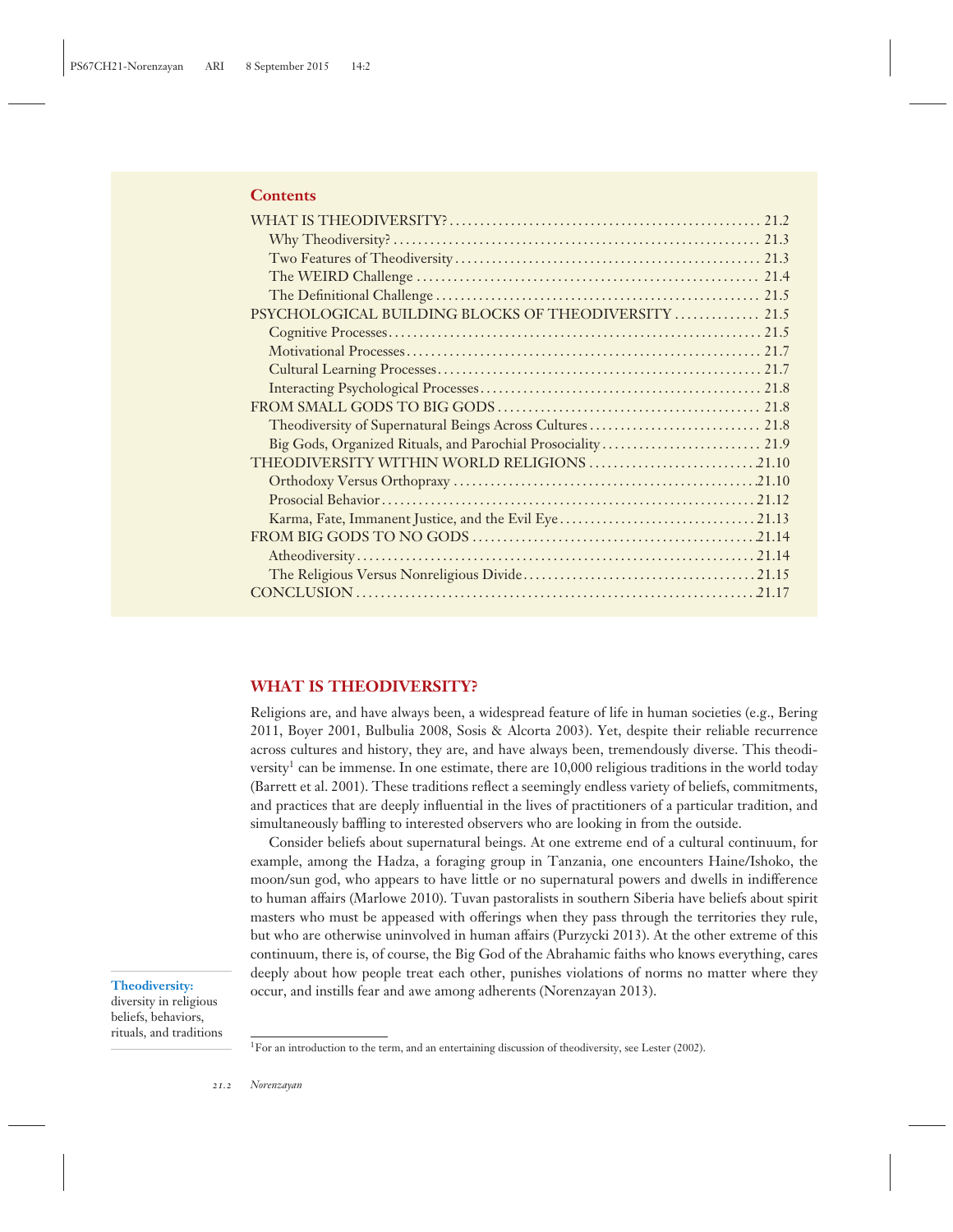## Contents

- WHAT IS THEODIVERSITY? .......... 21.2
  - Why Theodiversity? .......... 21.3
  - Two Features of Theodiversity .......... 21.3
  - The WEIRD Challenge .......... 21.4
  - The Definitional Challenge .......... 21.5
- PSYCHOLOGICAL BUILDING BLOCKS OF THEODIVERSITY .......... 21.5
  - Cognitive Processes .......... 21.5
  - Motivational Processes .......... 21.7
  - Cultural Learning Processes .......... 21.7
  - Interacting Psychological Processes .......... 21.8
- FROM SMALL GODS TO BIG GODS .......... 21.8
  - Theodiversity of Supernatural Beings Across Cultures .......... 21.8
  - Big Gods, Organized Rituals, and Parochial Prosociality .......... 21.9
- THEODIVERSITY WITHIN WORLD RELIGIONS .......... 21.10
  - Orthodoxy Versus Orthopraxy .......... 21.10
  - Prosocial Behavior .......... 21.12
  - Karma, Fate, Immanent Justice, and the Evil Eye .......... 21.13
- FROM BIG GODS TO NO GODS .......... 21.14
  - Atheodiversity .......... 21.14
  - The Religious Versus Nonreligious Divide .......... 21.15
- CONCLUSION .......... 21.17

## WHAT IS THEODIVERSITY?

Religions are, and have always been, a widespread feature of life in human societies (e.g., Bering 2011, Boyer 2001, Bulbulia 2008, Sosis & Alcorta 2003). Yet, despite their reliable recurrence across cultures and history, they are, and have always been, tremendously diverse. This theodiversity[1] can be immense. In one estimate, there are 10,000 religious traditions in the world today (Barrett et al. 2001). These traditions reflect a seemingly endless variety of beliefs, commitments, and practices that are deeply influential in the lives of practitioners of a particular tradition, and simultaneously baffling to interested observers who are looking in from the outside.

Consider beliefs about supernatural beings. At one extreme end of a cultural continuum, for example, among the Hadza, a foraging group in Tanzania, one encounters Haine/Ishoko, the moon/sun god, who appears to have little or no supernatural powers and dwells in indifference to human affairs (Marlowe 2010). Tuvan pastoralists in southern Siberia have beliefs about spirit masters who must be appeased with offerings when they pass through the territories they rule, but who are otherwise uninvolved in human affairs (Purzycki 2013). At the other extreme of this continuum, there is, of course, the Big God of the Abrahamic faiths who knows everything, cares deeply about how people treat each other, punishes violations of norms no matter where they occur, and instills fear and awe among adherents (Norenzayan 2013).

**Theodiversity:** diversity in religious beliefs, behaviors, rituals, and traditions

[1]For an introduction to the term, and an entertaining discussion of theodiversity, see Lester (2002).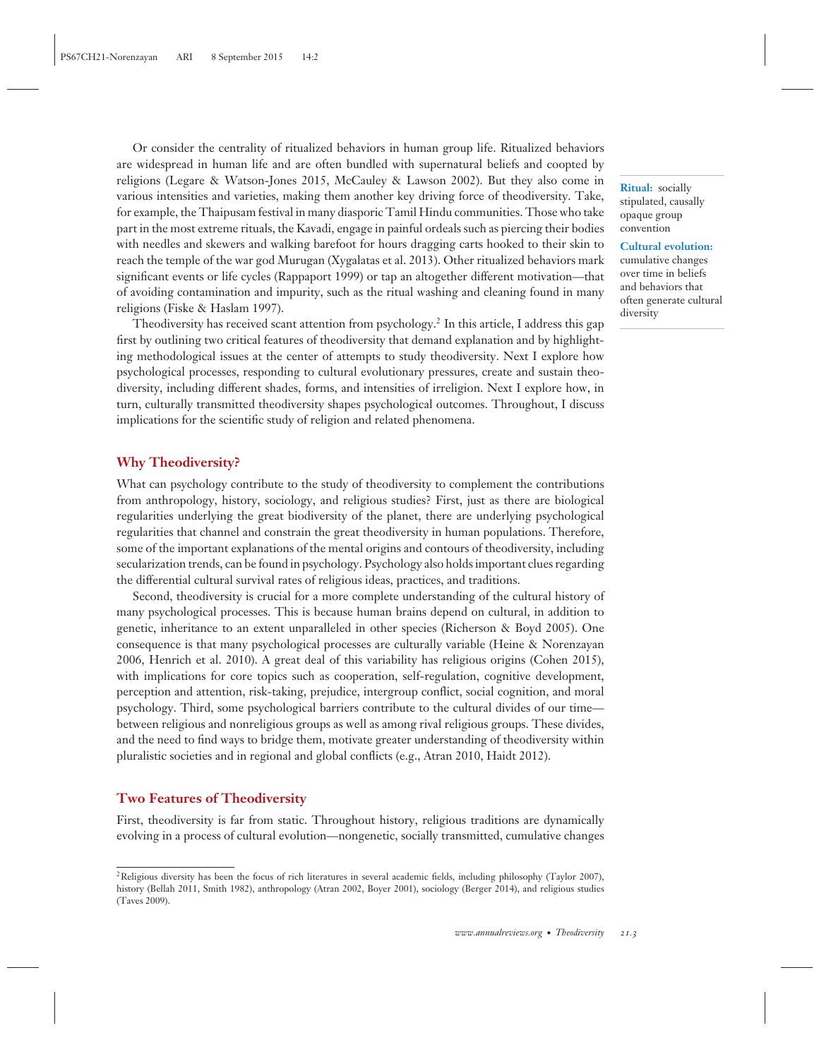Or consider the centrality of ritualized behaviors in human group life. Ritualized behaviors are widespread in human life and are often bundled with supernatural beliefs and coopted by religions (Legare & Watson-Jones 2015, McCauley & Lawson 2002). But they also come in various intensities and varieties, making them another key driving force of theodiversity. Take, for example, the Thaipusam festival in many diasporic Tamil Hindu communities. Those who take part in the most extreme rituals, the Kavadi, engage in painful ordeals such as piercing their bodies with needles and skewers and walking barefoot for hours dragging carts hooked to their skin to reach the temple of the war god Murugan (Xygalatas et al. 2013). Other ritualized behaviors mark significant events or life cycles (Rappaport 1999) or tap an altogether different motivation—that of avoiding contamination and impurity, such as the ritual washing and cleaning found in many religions (Fiske & Haslam 1997).

**Ritual:** socially stipulated, causally opaque group convention

**Cultural evolution:** cumulative changes over time in beliefs and behaviors that often generate cultural diversity

Theodiversity has received scant attention from psychology.[2] In this article, I address this gap first by outlining two critical features of theodiversity that demand explanation and by highlighting methodological issues at the center of attempts to study theodiversity. Next I explore how psychological processes, responding to cultural evolutionary pressures, create and sustain theodiversity, including different shades, forms, and intensities of irreligion. Next I explore how, in turn, culturally transmitted theodiversity shapes psychological outcomes. Throughout, I discuss implications for the scientific study of religion and related phenomena.

## Why Theodiversity?

What can psychology contribute to the study of theodiversity to complement the contributions from anthropology, history, sociology, and religious studies? First, just as there are biological regularities underlying the great biodiversity of the planet, there are underlying psychological regularities that channel and constrain the great theodiversity in human populations. Therefore, some of the important explanations of the mental origins and contours of theodiversity, including secularization trends, can be found in psychology. Psychology also holds important clues regarding the differential cultural survival rates of religious ideas, practices, and traditions.

Second, theodiversity is crucial for a more complete understanding of the cultural history of many psychological processes. This is because human brains depend on cultural, in addition to genetic, inheritance to an extent unparalleled in other species (Richerson & Boyd 2005). One consequence is that many psychological processes are culturally variable (Heine & Norenzayan 2006, Henrich et al. 2010). A great deal of this variability has religious origins (Cohen 2015), with implications for core topics such as cooperation, self-regulation, cognitive development, perception and attention, risk-taking, prejudice, intergroup conflict, social cognition, and moral psychology. Third, some psychological barriers contribute to the cultural divides of our time—between religious and nonreligious groups as well as among rival religious groups. These divides, and the need to find ways to bridge them, motivate greater understanding of theodiversity within pluralistic societies and in regional and global conflicts (e.g., Atran 2010, Haidt 2012).

## Two Features of Theodiversity

First, theodiversity is far from static. Throughout history, religious traditions are dynamically evolving in a process of cultural evolution—nongenetic, socially transmitted, cumulative changes

[2] Religious diversity has been the focus of rich literatures in several academic fields, including philosophy (Taylor 2007), history (Bellah 2011, Smith 1982), anthropology (Atran 2002, Boyer 2001), sociology (Berger 2014), and religious studies (Taves 2009).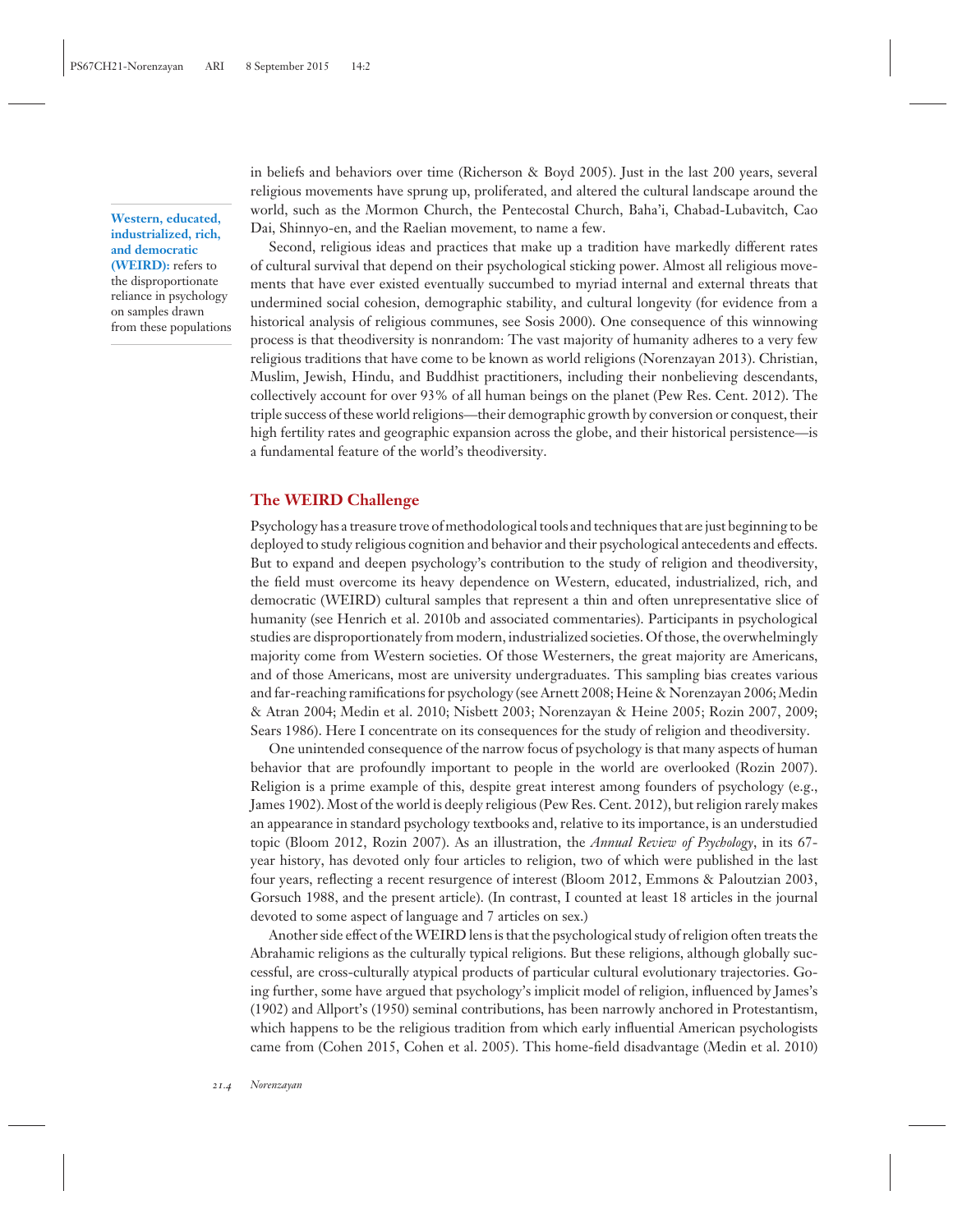in beliefs and behaviors over time (Richerson & Boyd 2005). Just in the last 200 years, several religious movements have sprung up, proliferated, and altered the cultural landscape around the world, such as the Mormon Church, the Pentecostal Church, Baha'i, Chabad-Lubavitch, Cao Dai, Shinnyo-en, and the Raelian movement, to name a few.

**Western, educated, industrialized, rich, and democratic (WEIRD):** refers to the disproportionate reliance in psychology on samples drawn from these populations

Second, religious ideas and practices that make up a tradition have markedly different rates of cultural survival that depend on their psychological sticking power. Almost all religious movements that have ever existed eventually succumbed to myriad internal and external threats that undermined social cohesion, demographic stability, and cultural longevity (for evidence from a historical analysis of religious communes, see Sosis 2000). One consequence of this winnowing process is that theodiversity is nonrandom: The vast majority of humanity adheres to a very few religious traditions that have come to be known as world religions (Norenzayan 2013). Christian, Muslim, Jewish, Hindu, and Buddhist practitioners, including their nonbelieving descendants, collectively account for over 93% of all human beings on the planet (Pew Res. Cent. 2012). The triple success of these world religions—their demographic growth by conversion or conquest, their high fertility rates and geographic expansion across the globe, and their historical persistence—is a fundamental feature of the world's theodiversity.

## The WEIRD Challenge

Psychology has a treasure trove of methodological tools and techniques that are just beginning to be deployed to study religious cognition and behavior and their psychological antecedents and effects. But to expand and deepen psychology's contribution to the study of religion and theodiversity, the field must overcome its heavy dependence on Western, educated, industrialized, rich, and democratic (WEIRD) cultural samples that represent a thin and often unrepresentative slice of humanity (see Henrich et al. 2010b and associated commentaries). Participants in psychological studies are disproportionately from modern, industrialized societies. Of those, the overwhelmingly majority come from Western societies. Of those Westerners, the great majority are Americans, and of those Americans, most are university undergraduates. This sampling bias creates various and far-reaching ramifications for psychology (see Arnett 2008; Heine & Norenzayan 2006; Medin & Atran 2004; Medin et al. 2010; Nisbett 2003; Norenzayan & Heine 2005; Rozin 2007, 2009; Sears 1986). Here I concentrate on its consequences for the study of religion and theodiversity.

One unintended consequence of the narrow focus of psychology is that many aspects of human behavior that are profoundly important to people in the world are overlooked (Rozin 2007). Religion is a prime example of this, despite great interest among founders of psychology (e.g., James 1902). Most of the world is deeply religious (Pew Res. Cent. 2012), but religion rarely makes an appearance in standard psychology textbooks and, relative to its importance, is an understudied topic (Bloom 2012, Rozin 2007). As an illustration, the *Annual Review of Psychology*, in its 67-year history, has devoted only four articles to religion, two of which were published in the last four years, reflecting a recent resurgence of interest (Bloom 2012, Emmons & Paloutzian 2003, Gorsuch 1988, and the present article). (In contrast, I counted at least 18 articles in the journal devoted to some aspect of language and 7 articles on sex.)

Another side effect of the WEIRD lens is that the psychological study of religion often treats the Abrahamic religions as the culturally typical religions. But these religions, although globally successful, are cross-culturally atypical products of particular cultural evolutionary trajectories. Going further, some have argued that psychology's implicit model of religion, influenced by James's (1902) and Allport's (1950) seminal contributions, has been narrowly anchored in Protestantism, which happens to be the religious tradition from which early influential American psychologists came from (Cohen 2015, Cohen et al. 2005). This home-field disadvantage (Medin et al. 2010)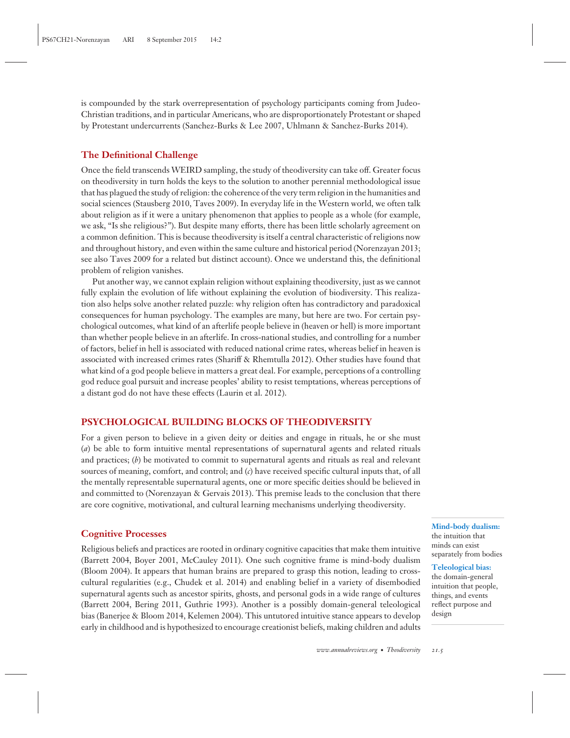is compounded by the stark overrepresentation of psychology participants coming from Judeo-Christian traditions, and in particular Americans, who are disproportionately Protestant or shaped by Protestant undercurrents (Sanchez-Burks & Lee 2007, Uhlmann & Sanchez-Burks 2014).

## The Definitional Challenge

Once the field transcends WEIRD sampling, the study of theodiversity can take off. Greater focus on theodiversity in turn holds the keys to the solution to another perennial methodological issue that has plagued the study of religion: the coherence of the very term religion in the humanities and social sciences (Stausberg 2010, Taves 2009). In everyday life in the Western world, we often talk about religion as if it were a unitary phenomenon that applies to people as a whole (for example, we ask, "Is she religious?"). But despite many efforts, there has been little scholarly agreement on a common definition. This is because theodiversity is itself a central characteristic of religions now and throughout history, and even within the same culture and historical period (Norenzayan 2013; see also Taves 2009 for a related but distinct account). Once we understand this, the definitional problem of religion vanishes.

Put another way, we cannot explain religion without explaining theodiversity, just as we cannot fully explain the evolution of life without explaining the evolution of biodiversity. This realization also helps solve another related puzzle: why religion often has contradictory and paradoxical consequences for human psychology. The examples are many, but here are two. For certain psychological outcomes, what kind of an afterlife people believe in (heaven or hell) is more important than whether people believe in an afterlife. In cross-national studies, and controlling for a number of factors, belief in hell is associated with reduced national crime rates, whereas belief in heaven is associated with increased crimes rates (Shariff & Rhemtulla 2012). Other studies have found that what kind of a god people believe in matters a great deal. For example, perceptions of a controlling god reduce goal pursuit and increase peoples' ability to resist temptations, whereas perceptions of a distant god do not have these effects (Laurin et al. 2012).

# PSYCHOLOGICAL BUILDING BLOCKS OF THEODIVERSITY

For a given person to believe in a given deity or deities and engage in rituals, he or she must (*a*) be able to form intuitive mental representations of supernatural agents and related rituals and practices; (*b*) be motivated to commit to supernatural agents and rituals as real and relevant sources of meaning, comfort, and control; and (*c*) have received specific cultural inputs that, of all the mentally representable supernatural agents, one or more specific deities should be believed in and committed to (Norenzayan & Gervais 2013). This premise leads to the conclusion that there are core cognitive, motivational, and cultural learning mechanisms underlying theodiversity.

## Cognitive Processes

Religious beliefs and practices are rooted in ordinary cognitive capacities that make them intuitive (Barrett 2004, Boyer 2001, McCauley 2011). One such cognitive frame is mind-body dualism (Bloom 2004). It appears that human brains are prepared to grasp this notion, leading to cross-cultural regularities (e.g., Chudek et al. 2014) and enabling belief in a variety of disembodied supernatural agents such as ancestor spirits, ghosts, and personal gods in a wide range of cultures (Barrett 2004, Bering 2011, Guthrie 1993). Another is a possibly domain-general teleological bias (Banerjee & Bloom 2014, Kelemen 2004). This untutored intuitive stance appears to develop early in childhood and is hypothesized to encourage creationist beliefs, making children and adults

**Mind-body dualism:** the intuition that minds can exist separately from bodies

**Teleological bias:** the domain-general intuition that people, things, and events reflect purpose and design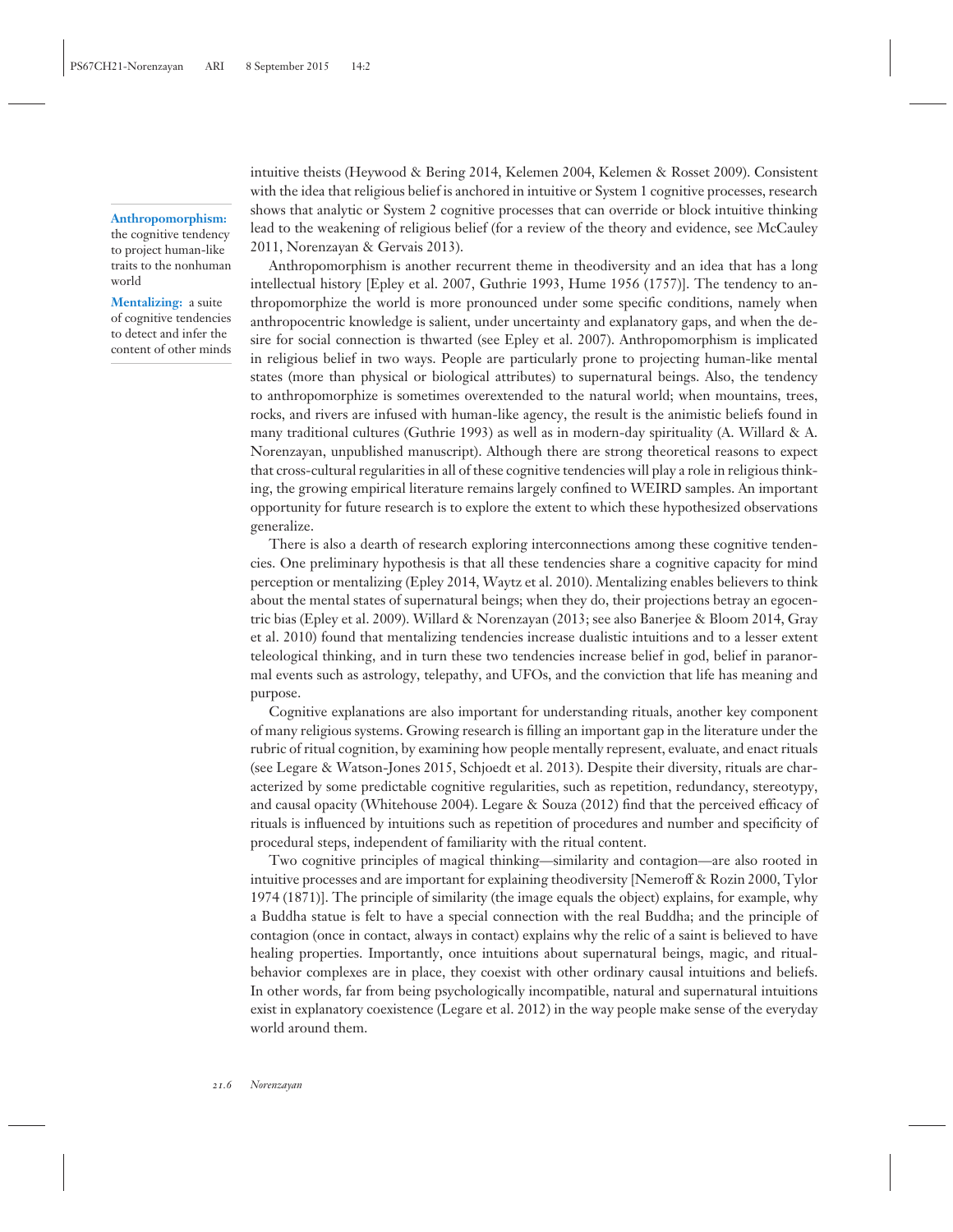intuitive theists (Heywood & Bering 2014, Kelemen 2004, Kelemen & Rosset 2009). Consistent with the idea that religious belief is anchored in intuitive or System 1 cognitive processes, research shows that analytic or System 2 cognitive processes that can override or block intuitive thinking lead to the weakening of religious belief (for a review of the theory and evidence, see McCauley 2011, Norenzayan & Gervais 2013).

**Anthropomorphism:** the cognitive tendency to project human-like traits to the nonhuman world

**Mentalizing:** a suite of cognitive tendencies to detect and infer the content of other minds

Anthropomorphism is another recurrent theme in theodiversity and an idea that has a long intellectual history [Epley et al. 2007, Guthrie 1993, Hume 1956 (1757)]. The tendency to anthropomorphize the world is more pronounced under some specific conditions, namely when anthropocentric knowledge is salient, under uncertainty and explanatory gaps, and when the desire for social connection is thwarted (see Epley et al. 2007). Anthropomorphism is implicated in religious belief in two ways. People are particularly prone to projecting human-like mental states (more than physical or biological attributes) to supernatural beings. Also, the tendency to anthropomorphize is sometimes overextended to the natural world; when mountains, trees, rocks, and rivers are infused with human-like agency, the result is the animistic beliefs found in many traditional cultures (Guthrie 1993) as well as in modern-day spirituality (A. Willard & A. Norenzayan, unpublished manuscript). Although there are strong theoretical reasons to expect that cross-cultural regularities in all of these cognitive tendencies will play a role in religious thinking, the growing empirical literature remains largely confined to WEIRD samples. An important opportunity for future research is to explore the extent to which these hypothesized observations generalize.

There is also a dearth of research exploring interconnections among these cognitive tendencies. One preliminary hypothesis is that all these tendencies share a cognitive capacity for mind perception or mentalizing (Epley 2014, Waytz et al. 2010). Mentalizing enables believers to think about the mental states of supernatural beings; when they do, their projections betray an egocentric bias (Epley et al. 2009). Willard & Norenzayan (2013; see also Banerjee & Bloom 2014, Gray et al. 2010) found that mentalizing tendencies increase dualistic intuitions and to a lesser extent teleological thinking, and in turn these two tendencies increase belief in god, belief in paranormal events such as astrology, telepathy, and UFOs, and the conviction that life has meaning and purpose.

Cognitive explanations are also important for understanding rituals, another key component of many religious systems. Growing research is filling an important gap in the literature under the rubric of ritual cognition, by examining how people mentally represent, evaluate, and enact rituals (see Legare & Watson-Jones 2015, Schjoedt et al. 2013). Despite their diversity, rituals are characterized by some predictable cognitive regularities, such as repetition, redundancy, stereotypy, and causal opacity (Whitehouse 2004). Legare & Souza (2012) find that the perceived efficacy of rituals is influenced by intuitions such as repetition of procedures and number and specificity of procedural steps, independent of familiarity with the ritual content.

Two cognitive principles of magical thinking—similarity and contagion—are also rooted in intuitive processes and are important for explaining theodiversity [Nemeroff & Rozin 2000, Tylor 1974 (1871)]. The principle of similarity (the image equals the object) explains, for example, why a Buddha statue is felt to have a special connection with the real Buddha; and the principle of contagion (once in contact, always in contact) explains why the relic of a saint is believed to have healing properties. Importantly, once intuitions about supernatural beings, magic, and ritual-behavior complexes are in place, they coexist with other ordinary causal intuitions and beliefs. In other words, far from being psychologically incompatible, natural and supernatural intuitions exist in explanatory coexistence (Legare et al. 2012) in the way people make sense of the everyday world around them.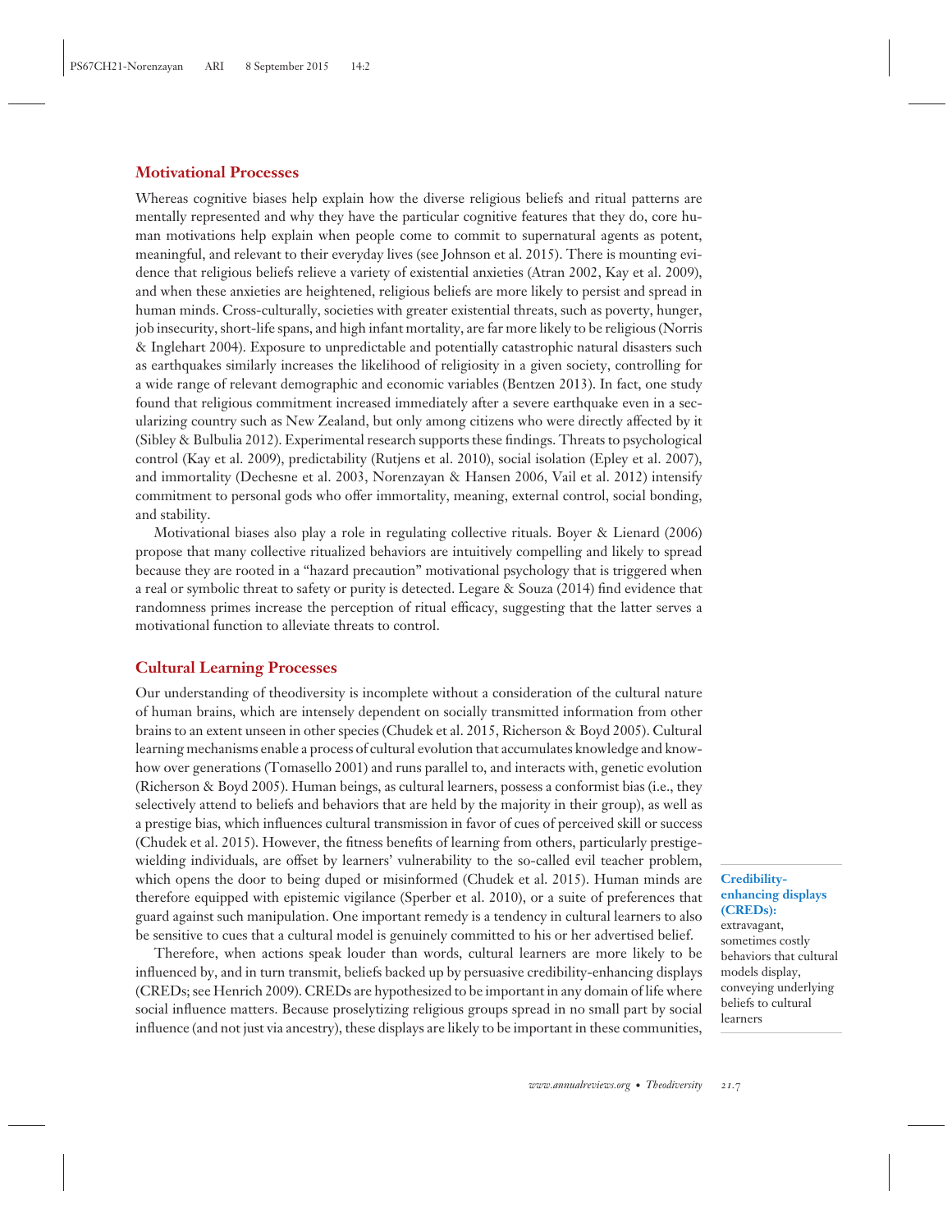## Motivational Processes

Whereas cognitive biases help explain how the diverse religious beliefs and ritual patterns are mentally represented and why they have the particular cognitive features that they do, core human motivations help explain when people come to commit to supernatural agents as potent, meaningful, and relevant to their everyday lives (see Johnson et al. 2015). There is mounting evidence that religious beliefs relieve a variety of existential anxieties (Atran 2002, Kay et al. 2009), and when these anxieties are heightened, religious beliefs are more likely to persist and spread in human minds. Cross-culturally, societies with greater existential threats, such as poverty, hunger, job insecurity, short-life spans, and high infant mortality, are far more likely to be religious (Norris & Inglehart 2004). Exposure to unpredictable and potentially catastrophic natural disasters such as earthquakes similarly increases the likelihood of religiosity in a given society, controlling for a wide range of relevant demographic and economic variables (Bentzen 2013). In fact, one study found that religious commitment increased immediately after a severe earthquake even in a secularizing country such as New Zealand, but only among citizens who were directly affected by it (Sibley & Bulbulia 2012). Experimental research supports these findings. Threats to psychological control (Kay et al. 2009), predictability (Rutjens et al. 2010), social isolation (Epley et al. 2007), and immortality (Dechesne et al. 2003, Norenzayan & Hansen 2006, Vail et al. 2012) intensify commitment to personal gods who offer immortality, meaning, external control, social bonding, and stability.

Motivational biases also play a role in regulating collective rituals. Boyer & Lienard (2006) propose that many collective ritualized behaviors are intuitively compelling and likely to spread because they are rooted in a "hazard precaution" motivational psychology that is triggered when a real or symbolic threat to safety or purity is detected. Legare & Souza (2014) find evidence that randomness primes increase the perception of ritual efficacy, suggesting that the latter serves a motivational function to alleviate threats to control.

## Cultural Learning Processes

Our understanding of theodiversity is incomplete without a consideration of the cultural nature of human brains, which are intensely dependent on socially transmitted information from other brains to an extent unseen in other species (Chudek et al. 2015, Richerson & Boyd 2005). Cultural learning mechanisms enable a process of cultural evolution that accumulates knowledge and know-how over generations (Tomasello 2001) and runs parallel to, and interacts with, genetic evolution (Richerson & Boyd 2005). Human beings, as cultural learners, possess a conformist bias (i.e., they selectively attend to beliefs and behaviors that are held by the majority in their group), as well as a prestige bias, which influences cultural transmission in favor of cues of perceived skill or success (Chudek et al. 2015). However, the fitness benefits of learning from others, particularly prestige-wielding individuals, are offset by learners' vulnerability to the so-called evil teacher problem, which opens the door to being duped or misinformed (Chudek et al. 2015). Human minds are therefore equipped with epistemic vigilance (Sperber et al. 2010), or a suite of preferences that guard against such manipulation. One important remedy is a tendency in cultural learners to also be sensitive to cues that a cultural model is genuinely committed to his or her advertised belief.

Therefore, when actions speak louder than words, cultural learners are more likely to be influenced by, and in turn transmit, beliefs backed up by persuasive credibility-enhancing displays (CREDs; see Henrich 2009). CREDs are hypothesized to be important in any domain of life where social influence matters. Because proselytizing religious groups spread in no small part by social influence (and not just via ancestry), these displays are likely to be important in these communities,

**Credibility-enhancing displays (CREDs):** extravagant, sometimes costly behaviors that cultural models display, conveying underlying beliefs to cultural learners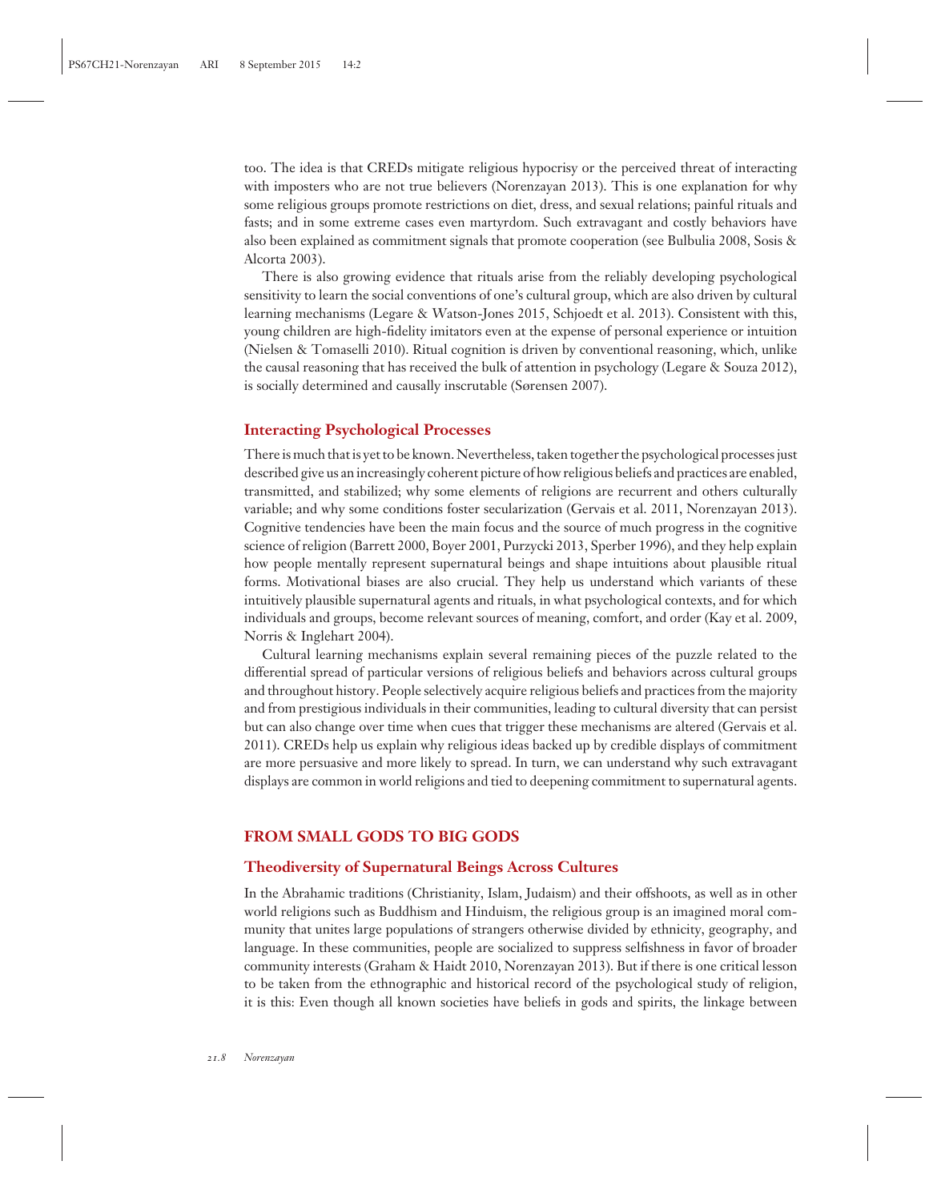too. The idea is that CREDs mitigate religious hypocrisy or the perceived threat of interacting with imposters who are not true believers (Norenzayan 2013). This is one explanation for why some religious groups promote restrictions on diet, dress, and sexual relations; painful rituals and fasts; and in some extreme cases even martyrdom. Such extravagant and costly behaviors have also been explained as commitment signals that promote cooperation (see Bulbulia 2008, Sosis & Alcorta 2003).

There is also growing evidence that rituals arise from the reliably developing psychological sensitivity to learn the social conventions of one's cultural group, which are also driven by cultural learning mechanisms (Legare & Watson-Jones 2015, Schjoedt et al. 2013). Consistent with this, young children are high-fidelity imitators even at the expense of personal experience or intuition (Nielsen & Tomaselli 2010). Ritual cognition is driven by conventional reasoning, which, unlike the causal reasoning that has received the bulk of attention in psychology (Legare & Souza 2012), is socially determined and causally inscrutable (Sørensen 2007).

### Interacting Psychological Processes

There is much that is yet to be known. Nevertheless, taken together the psychological processes just described give us an increasingly coherent picture of how religious beliefs and practices are enabled, transmitted, and stabilized; why some elements of religions are recurrent and others culturally variable; and why some conditions foster secularization (Gervais et al. 2011, Norenzayan 2013). Cognitive tendencies have been the main focus and the source of much progress in the cognitive science of religion (Barrett 2000, Boyer 2001, Purzycki 2013, Sperber 1996), and they help explain how people mentally represent supernatural beings and shape intuitions about plausible ritual forms. Motivational biases are also crucial. They help us understand which variants of these intuitively plausible supernatural agents and rituals, in what psychological contexts, and for which individuals and groups, become relevant sources of meaning, comfort, and order (Kay et al. 2009, Norris & Inglehart 2004).

Cultural learning mechanisms explain several remaining pieces of the puzzle related to the differential spread of particular versions of religious beliefs and behaviors across cultural groups and throughout history. People selectively acquire religious beliefs and practices from the majority and from prestigious individuals in their communities, leading to cultural diversity that can persist but can also change over time when cues that trigger these mechanisms are altered (Gervais et al. 2011). CREDs help us explain why religious ideas backed up by credible displays of commitment are more persuasive and more likely to spread. In turn, we can understand why such extravagant displays are common in world religions and tied to deepening commitment to supernatural agents.

## FROM SMALL GODS TO BIG GODS

### Theodiversity of Supernatural Beings Across Cultures

In the Abrahamic traditions (Christianity, Islam, Judaism) and their offshoots, as well as in other world religions such as Buddhism and Hinduism, the religious group is an imagined moral community that unites large populations of strangers otherwise divided by ethnicity, geography, and language. In these communities, people are socialized to suppress selfishness in favor of broader community interests (Graham & Haidt 2010, Norenzayan 2013). But if there is one critical lesson to be taken from the ethnographic and historical record of the psychological study of religion, it is this: Even though all known societies have beliefs in gods and spirits, the linkage between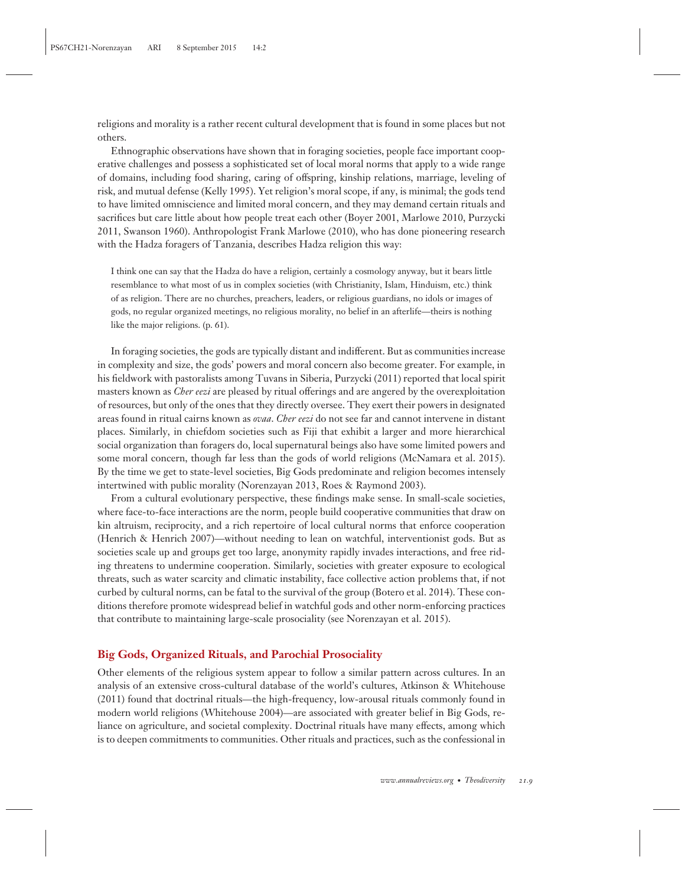religions and morality is a rather recent cultural development that is found in some places but not others.

Ethnographic observations have shown that in foraging societies, people face important cooperative challenges and possess a sophisticated set of local moral norms that apply to a wide range of domains, including food sharing, caring of offspring, kinship relations, marriage, leveling of risk, and mutual defense (Kelly 1995). Yet religion's moral scope, if any, is minimal; the gods tend to have limited omniscience and limited moral concern, and they may demand certain rituals and sacrifices but care little about how people treat each other (Boyer 2001, Marlowe 2010, Purzycki 2011, Swanson 1960). Anthropologist Frank Marlowe (2010), who has done pioneering research with the Hadza foragers of Tanzania, describes Hadza religion this way:

> I think one can say that the Hadza do have a religion, certainly a cosmology anyway, but it bears little resemblance to what most of us in complex societies (with Christianity, Islam, Hinduism, etc.) think of as religion. There are no churches, preachers, leaders, or religious guardians, no idols or images of gods, no regular organized meetings, no religious morality, no belief in an afterlife—theirs is nothing like the major religions. (p. 61).

In foraging societies, the gods are typically distant and indifferent. But as communities increase in complexity and size, the gods' powers and moral concern also become greater. For example, in his fieldwork with pastoralists among Tuvans in Siberia, Purzycki (2011) reported that local spirit masters known as *Cher eezi* are pleased by ritual offerings and are angered by the overexploitation of resources, but only of the ones that they directly oversee. They exert their powers in designated areas found in ritual cairns known as *ovaa*. *Cher eezi* do not see far and cannot intervene in distant places. Similarly, in chiefdom societies such as Fiji that exhibit a larger and more hierarchical social organization than foragers do, local supernatural beings also have some limited powers and some moral concern, though far less than the gods of world religions (McNamara et al. 2015). By the time we get to state-level societies, Big Gods predominate and religion becomes intensely intertwined with public morality (Norenzayan 2013, Roes & Raymond 2003).

From a cultural evolutionary perspective, these findings make sense. In small-scale societies, where face-to-face interactions are the norm, people build cooperative communities that draw on kin altruism, reciprocity, and a rich repertoire of local cultural norms that enforce cooperation (Henrich & Henrich 2007)—without needing to lean on watchful, interventionist gods. But as societies scale up and groups get too large, anonymity rapidly invades interactions, and free riding threatens to undermine cooperation. Similarly, societies with greater exposure to ecological threats, such as water scarcity and climatic instability, face collective action problems that, if not curbed by cultural norms, can be fatal to the survival of the group (Botero et al. 2014). These conditions therefore promote widespread belief in watchful gods and other norm-enforcing practices that contribute to maintaining large-scale prosociality (see Norenzayan et al. 2015).

## Big Gods, Organized Rituals, and Parochial Prosociality

Other elements of the religious system appear to follow a similar pattern across cultures. In an analysis of an extensive cross-cultural database of the world's cultures, Atkinson & Whitehouse (2011) found that doctrinal rituals—the high-frequency, low-arousal rituals commonly found in modern world religions (Whitehouse 2004)—are associated with greater belief in Big Gods, reliance on agriculture, and societal complexity. Doctrinal rituals have many effects, among which is to deepen commitments to communities. Other rituals and practices, such as the confessional in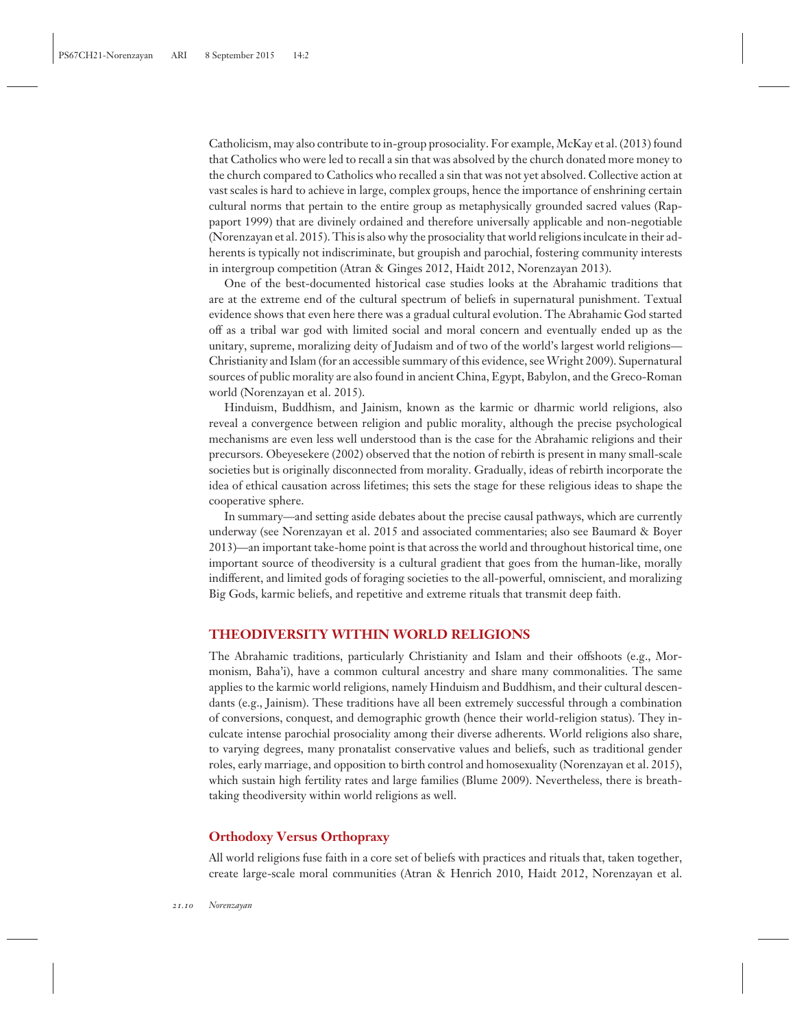Catholicism, may also contribute to in-group prosociality. For example, McKay et al. (2013) found that Catholics who were led to recall a sin that was absolved by the church donated more money to the church compared to Catholics who recalled a sin that was not yet absolved. Collective action at vast scales is hard to achieve in large, complex groups, hence the importance of enshrining certain cultural norms that pertain to the entire group as metaphysically grounded sacred values (Rappaport 1999) that are divinely ordained and therefore universally applicable and non-negotiable (Norenzayan et al. 2015). This is also why the prosociality that world religions inculcate in their adherents is typically not indiscriminate, but groupish and parochial, fostering community interests in intergroup competition (Atran & Ginges 2012, Haidt 2012, Norenzayan 2013).

One of the best-documented historical case studies looks at the Abrahamic traditions that are at the extreme end of the cultural spectrum of beliefs in supernatural punishment. Textual evidence shows that even here there was a gradual cultural evolution. The Abrahamic God started off as a tribal war god with limited social and moral concern and eventually ended up as the unitary, supreme, moralizing deity of Judaism and of two of the world's largest world religions—Christianity and Islam (for an accessible summary of this evidence, see Wright 2009). Supernatural sources of public morality are also found in ancient China, Egypt, Babylon, and the Greco-Roman world (Norenzayan et al. 2015).

Hinduism, Buddhism, and Jainism, known as the karmic or dharmic world religions, also reveal a convergence between religion and public morality, although the precise psychological mechanisms are even less well understood than is the case for the Abrahamic religions and their precursors. Obeyesekere (2002) observed that the notion of rebirth is present in many small-scale societies but is originally disconnected from morality. Gradually, ideas of rebirth incorporate the idea of ethical causation across lifetimes; this sets the stage for these religious ideas to shape the cooperative sphere.

In summary—and setting aside debates about the precise causal pathways, which are currently underway (see Norenzayan et al. 2015 and associated commentaries; also see Baumard & Boyer 2013)—an important take-home point is that across the world and throughout historical time, one important source of theodiversity is a cultural gradient that goes from the human-like, morally indifferent, and limited gods of foraging societies to the all-powerful, omniscient, and moralizing Big Gods, karmic beliefs, and repetitive and extreme rituals that transmit deep faith.

## THEODIVERSITY WITHIN WORLD RELIGIONS

The Abrahamic traditions, particularly Christianity and Islam and their offshoots (e.g., Mormonism, Baha'i), have a common cultural ancestry and share many commonalities. The same applies to the karmic world religions, namely Hinduism and Buddhism, and their cultural descendants (e.g., Jainism). These traditions have all been extremely successful through a combination of conversions, conquest, and demographic growth (hence their world-religion status). They inculcate intense parochial prosociality among their diverse adherents. World religions also share, to varying degrees, many pronatalist conservative values and beliefs, such as traditional gender roles, early marriage, and opposition to birth control and homosexuality (Norenzayan et al. 2015), which sustain high fertility rates and large families (Blume 2009). Nevertheless, there is breathtaking theodiversity within world religions as well.

### Orthodoxy Versus Orthopraxy

All world religions fuse faith in a core set of beliefs with practices and rituals that, taken together, create large-scale moral communities (Atran & Henrich 2010, Haidt 2012, Norenzayan et al.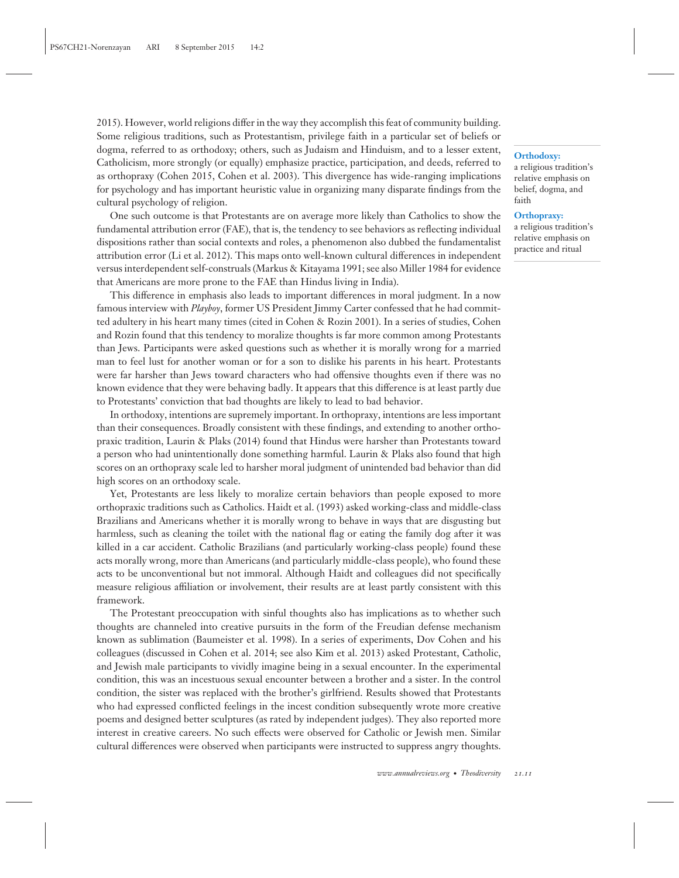2015). However, world religions differ in the way they accomplish this feat of community building. Some religious traditions, such as Protestantism, privilege faith in a particular set of beliefs or dogma, referred to as orthodoxy; others, such as Judaism and Hinduism, and to a lesser extent, Catholicism, more strongly (or equally) emphasize practice, participation, and deeds, referred to as orthopraxy (Cohen 2015, Cohen et al. 2003). This divergence has wide-ranging implications for psychology and has important heuristic value in organizing many disparate findings from the cultural psychology of religion.

**Orthodoxy:** a religious tradition's relative emphasis on belief, dogma, and faith

**Orthopraxy:** a religious tradition's relative emphasis on practice and ritual

One such outcome is that Protestants are on average more likely than Catholics to show the fundamental attribution error (FAE), that is, the tendency to see behaviors as reflecting individual dispositions rather than social contexts and roles, a phenomenon also dubbed the fundamentalist attribution error (Li et al. 2012). This maps onto well-known cultural differences in independent versus interdependent self-construals (Markus & Kitayama 1991; see also Miller 1984 for evidence that Americans are more prone to the FAE than Hindus living in India).

This difference in emphasis also leads to important differences in moral judgment. In a now famous interview with *Playboy*, former US President Jimmy Carter confessed that he had committed adultery in his heart many times (cited in Cohen & Rozin 2001). In a series of studies, Cohen and Rozin found that this tendency to moralize thoughts is far more common among Protestants than Jews. Participants were asked questions such as whether it is morally wrong for a married man to feel lust for another woman or for a son to dislike his parents in his heart. Protestants were far harsher than Jews toward characters who had offensive thoughts even if there was no known evidence that they were behaving badly. It appears that this difference is at least partly due to Protestants' conviction that bad thoughts are likely to lead to bad behavior.

In orthodoxy, intentions are supremely important. In orthopraxy, intentions are less important than their consequences. Broadly consistent with these findings, and extending to another orthopraxic tradition, Laurin & Plaks (2014) found that Hindus were harsher than Protestants toward a person who had unintentionally done something harmful. Laurin & Plaks also found that high scores on an orthopraxy scale led to harsher moral judgment of unintended bad behavior than did high scores on an orthodoxy scale.

Yet, Protestants are less likely to moralize certain behaviors than people exposed to more orthopraxic traditions such as Catholics. Haidt et al. (1993) asked working-class and middle-class Brazilians and Americans whether it is morally wrong to behave in ways that are disgusting but harmless, such as cleaning the toilet with the national flag or eating the family dog after it was killed in a car accident. Catholic Brazilians (and particularly working-class people) found these acts morally wrong, more than Americans (and particularly middle-class people), who found these acts to be unconventional but not immoral. Although Haidt and colleagues did not specifically measure religious affiliation or involvement, their results are at least partly consistent with this framework.

The Protestant preoccupation with sinful thoughts also has implications as to whether such thoughts are channeled into creative pursuits in the form of the Freudian defense mechanism known as sublimation (Baumeister et al. 1998). In a series of experiments, Dov Cohen and his colleagues (discussed in Cohen et al. 2014; see also Kim et al. 2013) asked Protestant, Catholic, and Jewish male participants to vividly imagine being in a sexual encounter. In the experimental condition, this was an incestuous sexual encounter between a brother and a sister. In the control condition, the sister was replaced with the brother's girlfriend. Results showed that Protestants who had expressed conflicted feelings in the incest condition subsequently wrote more creative poems and designed better sculptures (as rated by independent judges). They also reported more interest in creative careers. No such effects were observed for Catholic or Jewish men. Similar cultural differences were observed when participants were instructed to suppress angry thoughts.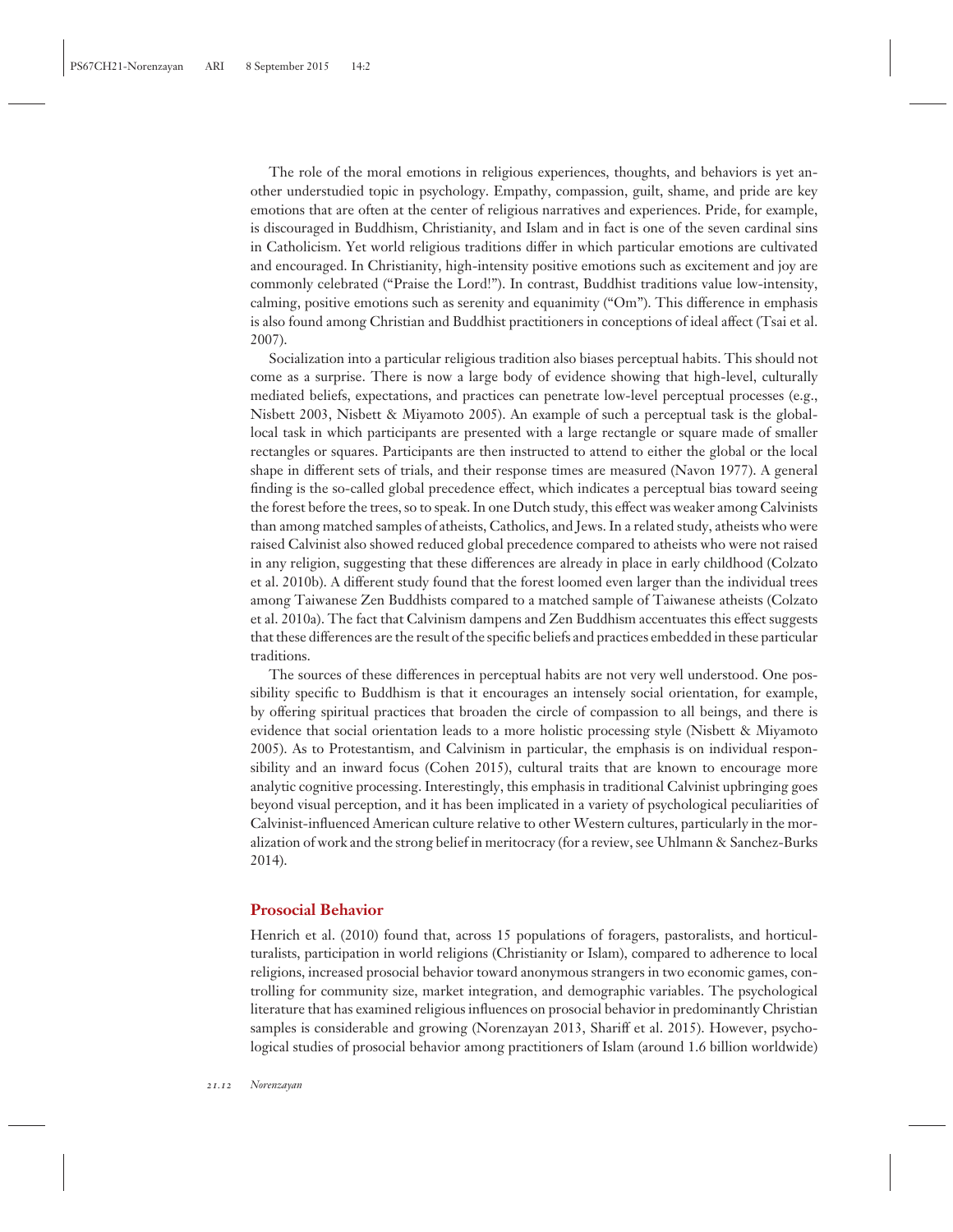The role of the moral emotions in religious experiences, thoughts, and behaviors is yet another understudied topic in psychology. Empathy, compassion, guilt, shame, and pride are key emotions that are often at the center of religious narratives and experiences. Pride, for example, is discouraged in Buddhism, Christianity, and Islam and in fact is one of the seven cardinal sins in Catholicism. Yet world religious traditions differ in which particular emotions are cultivated and encouraged. In Christianity, high-intensity positive emotions such as excitement and joy are commonly celebrated ("Praise the Lord!"). In contrast, Buddhist traditions value low-intensity, calming, positive emotions such as serenity and equanimity ("Om"). This difference in emphasis is also found among Christian and Buddhist practitioners in conceptions of ideal affect (Tsai et al. 2007).

Socialization into a particular religious tradition also biases perceptual habits. This should not come as a surprise. There is now a large body of evidence showing that high-level, culturally mediated beliefs, expectations, and practices can penetrate low-level perceptual processes (e.g., Nisbett 2003, Nisbett & Miyamoto 2005). An example of such a perceptual task is the global-local task in which participants are presented with a large rectangle or square made of smaller rectangles or squares. Participants are then instructed to attend to either the global or the local shape in different sets of trials, and their response times are measured (Navon 1977). A general finding is the so-called global precedence effect, which indicates a perceptual bias toward seeing the forest before the trees, so to speak. In one Dutch study, this effect was weaker among Calvinists than among matched samples of atheists, Catholics, and Jews. In a related study, atheists who were raised Calvinist also showed reduced global precedence compared to atheists who were not raised in any religion, suggesting that these differences are already in place in early childhood (Colzato et al. 2010b). A different study found that the forest loomed even larger than the individual trees among Taiwanese Zen Buddhists compared to a matched sample of Taiwanese atheists (Colzato et al. 2010a). The fact that Calvinism dampens and Zen Buddhism accentuates this effect suggests that these differences are the result of the specific beliefs and practices embedded in these particular traditions.

The sources of these differences in perceptual habits are not very well understood. One possibility specific to Buddhism is that it encourages an intensely social orientation, for example, by offering spiritual practices that broaden the circle of compassion to all beings, and there is evidence that social orientation leads to a more holistic processing style (Nisbett & Miyamoto 2005). As to Protestantism, and Calvinism in particular, the emphasis is on individual responsibility and an inward focus (Cohen 2015), cultural traits that are known to encourage more analytic cognitive processing. Interestingly, this emphasis in traditional Calvinist upbringing goes beyond visual perception, and it has been implicated in a variety of psychological peculiarities of Calvinist-influenced American culture relative to other Western cultures, particularly in the moralization of work and the strong belief in meritocracy (for a review, see Uhlmann & Sanchez-Burks 2014).

## Prosocial Behavior

Henrich et al. (2010) found that, across 15 populations of foragers, pastoralists, and horticulturalists, participation in world religions (Christianity or Islam), compared to adherence to local religions, increased prosocial behavior toward anonymous strangers in two economic games, controlling for community size, market integration, and demographic variables. The psychological literature that has examined religious influences on prosocial behavior in predominantly Christian samples is considerable and growing (Norenzayan 2013, Shariff et al. 2015). However, psychological studies of prosocial behavior among practitioners of Islam (around 1.6 billion worldwide)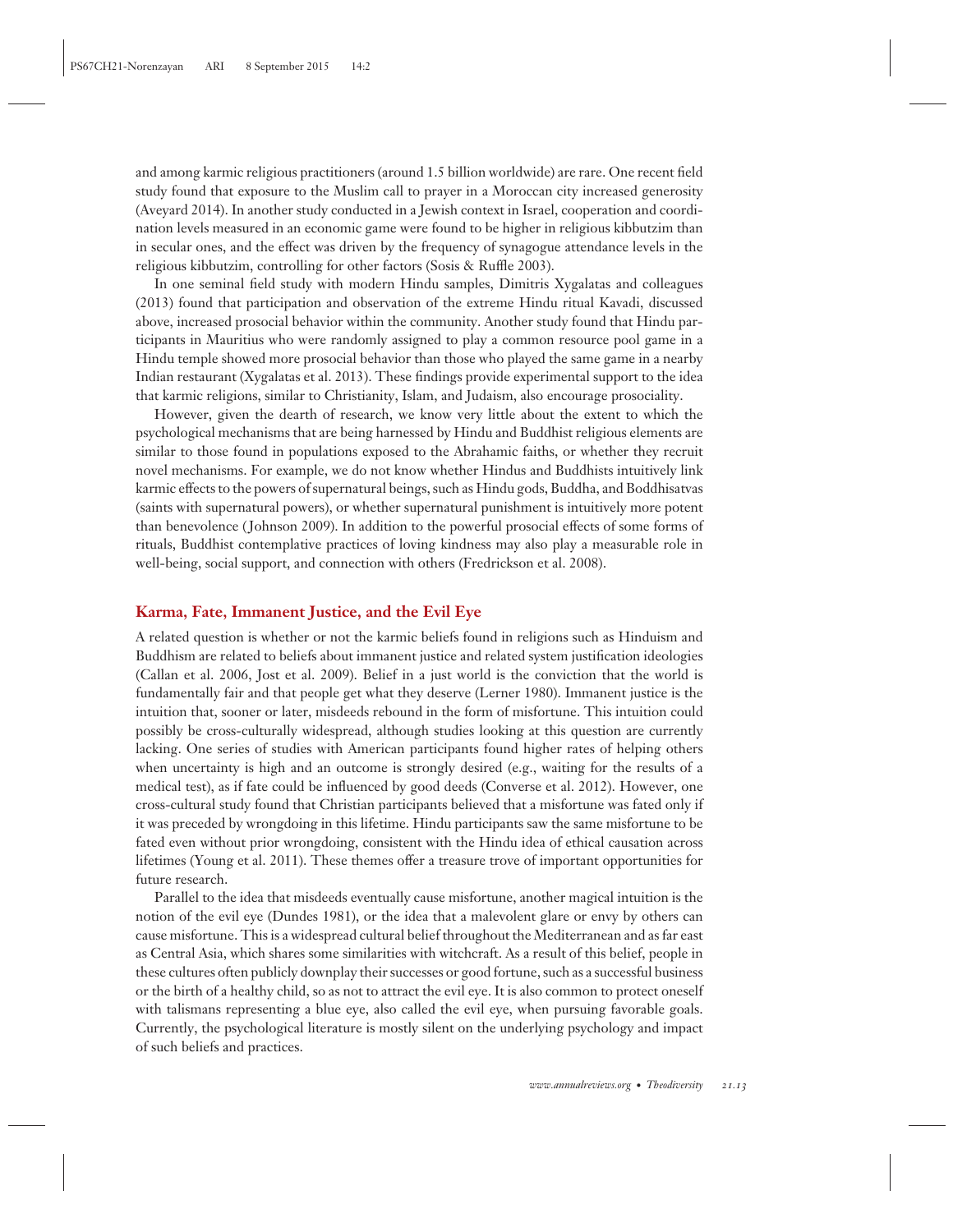and among karmic religious practitioners (around 1.5 billion worldwide) are rare. One recent field study found that exposure to the Muslim call to prayer in a Moroccan city increased generosity (Aveyard 2014). In another study conducted in a Jewish context in Israel, cooperation and coordination levels measured in an economic game were found to be higher in religious kibbutzim than in secular ones, and the effect was driven by the frequency of synagogue attendance levels in the religious kibbutzim, controlling for other factors (Sosis & Ruffle 2003).

In one seminal field study with modern Hindu samples, Dimitris Xygalatas and colleagues (2013) found that participation and observation of the extreme Hindu ritual Kavadi, discussed above, increased prosocial behavior within the community. Another study found that Hindu participants in Mauritius who were randomly assigned to play a common resource pool game in a Hindu temple showed more prosocial behavior than those who played the same game in a nearby Indian restaurant (Xygalatas et al. 2013). These findings provide experimental support to the idea that karmic religions, similar to Christianity, Islam, and Judaism, also encourage prosociality.

However, given the dearth of research, we know very little about the extent to which the psychological mechanisms that are being harnessed by Hindu and Buddhist religious elements are similar to those found in populations exposed to the Abrahamic faiths, or whether they recruit novel mechanisms. For example, we do not know whether Hindus and Buddhists intuitively link karmic effects to the powers of supernatural beings, such as Hindu gods, Buddha, and Boddhisatvas (saints with supernatural powers), or whether supernatural punishment is intuitively more potent than benevolence (Johnson 2009). In addition to the powerful prosocial effects of some forms of rituals, Buddhist contemplative practices of loving kindness may also play a measurable role in well-being, social support, and connection with others (Fredrickson et al. 2008).

## Karma, Fate, Immanent Justice, and the Evil Eye

A related question is whether or not the karmic beliefs found in religions such as Hinduism and Buddhism are related to beliefs about immanent justice and related system justification ideologies (Callan et al. 2006, Jost et al. 2009). Belief in a just world is the conviction that the world is fundamentally fair and that people get what they deserve (Lerner 1980). Immanent justice is the intuition that, sooner or later, misdeeds rebound in the form of misfortune. This intuition could possibly be cross-culturally widespread, although studies looking at this question are currently lacking. One series of studies with American participants found higher rates of helping others when uncertainty is high and an outcome is strongly desired (e.g., waiting for the results of a medical test), as if fate could be influenced by good deeds (Converse et al. 2012). However, one cross-cultural study found that Christian participants believed that a misfortune was fated only if it was preceded by wrongdoing in this lifetime. Hindu participants saw the same misfortune to be fated even without prior wrongdoing, consistent with the Hindu idea of ethical causation across lifetimes (Young et al. 2011). These themes offer a treasure trove of important opportunities for future research.

Parallel to the idea that misdeeds eventually cause misfortune, another magical intuition is the notion of the evil eye (Dundes 1981), or the idea that a malevolent glare or envy by others can cause misfortune. This is a widespread cultural belief throughout the Mediterranean and as far east as Central Asia, which shares some similarities with witchcraft. As a result of this belief, people in these cultures often publicly downplay their successes or good fortune, such as a successful business or the birth of a healthy child, so as not to attract the evil eye. It is also common to protect oneself with talismans representing a blue eye, also called the evil eye, when pursuing favorable goals. Currently, the psychological literature is mostly silent on the underlying psychology and impact of such beliefs and practices.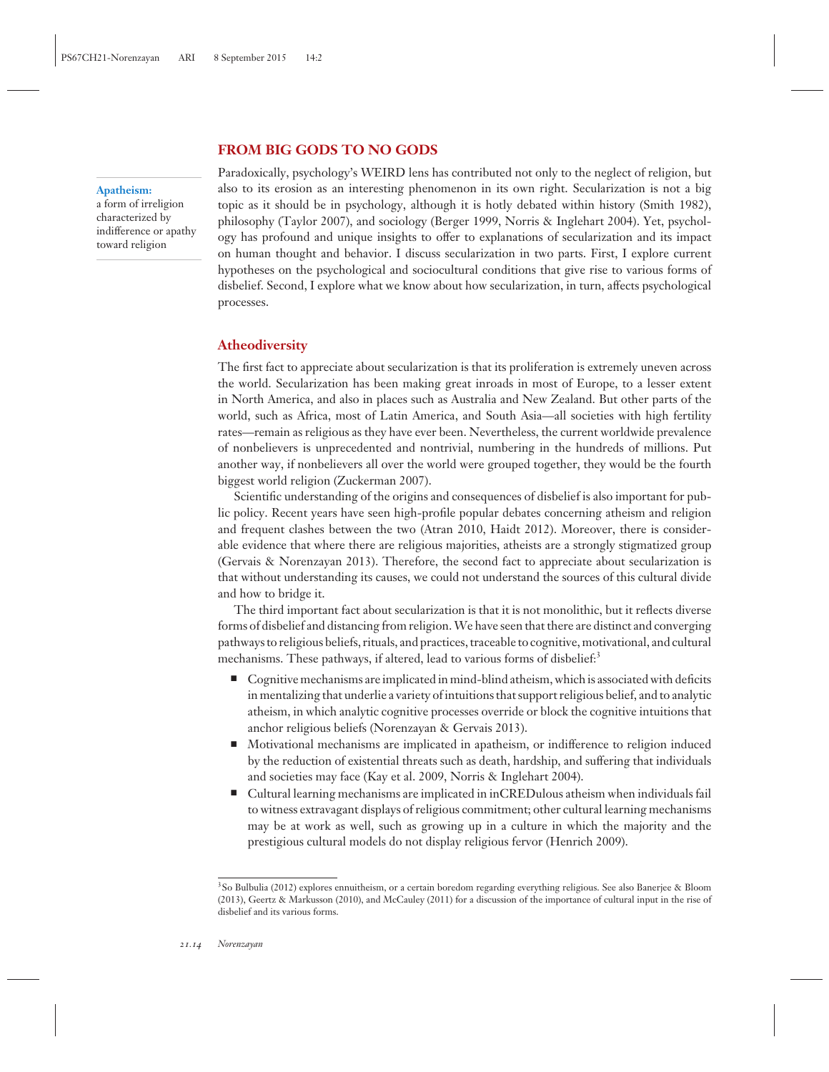## FROM BIG GODS TO NO GODS

**Apatheism:** a form of irreligion characterized by indifference or apathy toward religion

Paradoxically, psychology's WEIRD lens has contributed not only to the neglect of religion, but also to its erosion as an interesting phenomenon in its own right. Secularization is not a big topic as it should be in psychology, although it is hotly debated within history (Smith 1982), philosophy (Taylor 2007), and sociology (Berger 1999, Norris & Inglehart 2004). Yet, psychology has profound and unique insights to offer to explanations of secularization and its impact on human thought and behavior. I discuss secularization in two parts. First, I explore current hypotheses on the psychological and sociocultural conditions that give rise to various forms of disbelief. Second, I explore what we know about how secularization, in turn, affects psychological processes.

### Atheodiversity

The first fact to appreciate about secularization is that its proliferation is extremely uneven across the world. Secularization has been making great inroads in most of Europe, to a lesser extent in North America, and also in places such as Australia and New Zealand. But other parts of the world, such as Africa, most of Latin America, and South Asia—all societies with high fertility rates—remain as religious as they have ever been. Nevertheless, the current worldwide prevalence of nonbelievers is unprecedented and nontrivial, numbering in the hundreds of millions. Put another way, if nonbelievers all over the world were grouped together, they would be the fourth biggest world religion (Zuckerman 2007).

Scientific understanding of the origins and consequences of disbelief is also important for public policy. Recent years have seen high-profile popular debates concerning atheism and religion and frequent clashes between the two (Atran 2010, Haidt 2012). Moreover, there is considerable evidence that where there are religious majorities, atheists are a strongly stigmatized group (Gervais & Norenzayan 2013). Therefore, the second fact to appreciate about secularization is that without understanding its causes, we could not understand the sources of this cultural divide and how to bridge it.

The third important fact about secularization is that it is not monolithic, but it reflects diverse forms of disbelief and distancing from religion. We have seen that there are distinct and converging pathways to religious beliefs, rituals, and practices, traceable to cognitive, motivational, and cultural mechanisms. These pathways, if altered, lead to various forms of disbelief:[3]

- Cognitive mechanisms are implicated in mind-blind atheism, which is associated with deficits in mentalizing that underlie a variety of intuitions that support religious belief, and to analytic atheism, in which analytic cognitive processes override or block the cognitive intuitions that anchor religious beliefs (Norenzayan & Gervais 2013).
- Motivational mechanisms are implicated in apatheism, or indifference to religion induced by the reduction of existential threats such as death, hardship, and suffering that individuals and societies may face (Kay et al. 2009, Norris & Inglehart 2004).
- Cultural learning mechanisms are implicated in inCREDulous atheism when individuals fail to witness extravagant displays of religious commitment; other cultural learning mechanisms may be at work as well, such as growing up in a culture in which the majority and the prestigious cultural models do not display religious fervor (Henrich 2009).

---

[3]So Bulbulia (2012) explores ennuitheism, or a certain boredom regarding everything religious. See also Banerjee & Bloom (2013), Geertz & Markusson (2010), and McCauley (2011) for a discussion of the importance of cultural input in the rise of disbelief and its various forms.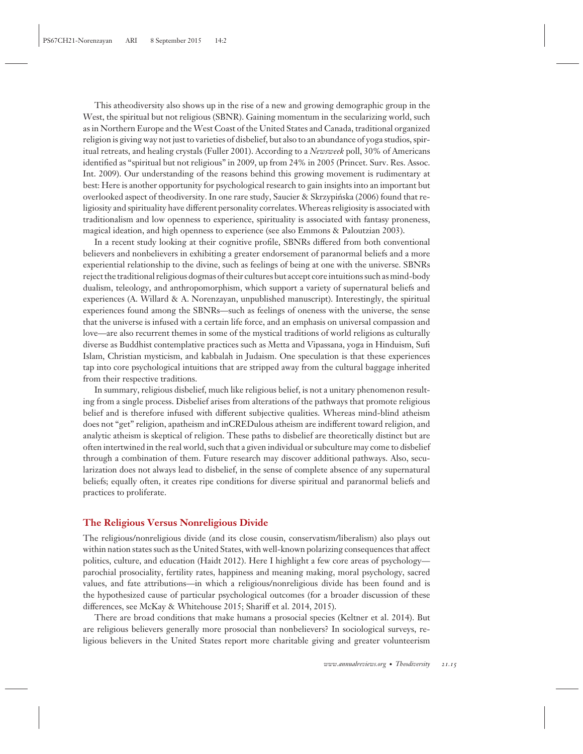This atheodiversity also shows up in the rise of a new and growing demographic group in the West, the spiritual but not religious (SBNR). Gaining momentum in the secularizing world, such as in Northern Europe and the West Coast of the United States and Canada, traditional organized religion is giving way not just to varieties of disbelief, but also to an abundance of yoga studios, spiritual retreats, and healing crystals (Fuller 2001). According to a *Newsweek* poll, 30% of Americans identified as "spiritual but not religious" in 2009, up from 24% in 2005 (Princet. Surv. Res. Assoc. Int. 2009). Our understanding of the reasons behind this growing movement is rudimentary at best: Here is another opportunity for psychological research to gain insights into an important but overlooked aspect of theodiversity. In one rare study, Saucier & Skrzypińska (2006) found that religiosity and spirituality have different personality correlates. Whereas religiosity is associated with traditionalism and low openness to experience, spirituality is associated with fantasy proneness, magical ideation, and high openness to experience (see also Emmons & Paloutzian 2003).

In a recent study looking at their cognitive profile, SBNRs differed from both conventional believers and nonbelievers in exhibiting a greater endorsement of paranormal beliefs and a more experiential relationship to the divine, such as feelings of being at one with the universe. SBNRs reject the traditional religious dogmas of their cultures but accept core intuitions such as mind-body dualism, teleology, and anthropomorphism, which support a variety of supernatural beliefs and experiences (A. Willard & A. Norenzayan, unpublished manuscript). Interestingly, the spiritual experiences found among the SBNRs—such as feelings of oneness with the universe, the sense that the universe is infused with a certain life force, and an emphasis on universal compassion and love—are also recurrent themes in some of the mystical traditions of world religions as culturally diverse as Buddhist contemplative practices such as Metta and Vipassana, yoga in Hinduism, Sufi Islam, Christian mysticism, and kabbalah in Judaism. One speculation is that these experiences tap into core psychological intuitions that are stripped away from the cultural baggage inherited from their respective traditions.

In summary, religious disbelief, much like religious belief, is not a unitary phenomenon resulting from a single process. Disbelief arises from alterations of the pathways that promote religious belief and is therefore infused with different subjective qualities. Whereas mind-blind atheism does not "get" religion, apatheism and inCREDulous atheism are indifferent toward religion, and analytic atheism is skeptical of religion. These paths to disbelief are theoretically distinct but are often intertwined in the real world, such that a given individual or subculture may come to disbelief through a combination of them. Future research may discover additional pathways. Also, secularization does not always lead to disbelief, in the sense of complete absence of any supernatural beliefs; equally often, it creates ripe conditions for diverse spiritual and paranormal beliefs and practices to proliferate.

## The Religious Versus Nonreligious Divide

The religious/nonreligious divide (and its close cousin, conservatism/liberalism) also plays out within nation states such as the United States, with well-known polarizing consequences that affect politics, culture, and education (Haidt 2012). Here I highlight a few core areas of psychology—parochial prosociality, fertility rates, happiness and meaning making, moral psychology, sacred values, and fate attributions—in which a religious/nonreligious divide has been found and is the hypothesized cause of particular psychological outcomes (for a broader discussion of these differences, see McKay & Whitehouse 2015; Shariff et al. 2014, 2015).

There are broad conditions that make humans a prosocial species (Keltner et al. 2014). But are religious believers generally more prosocial than nonbelievers? In sociological surveys, religious believers in the United States report more charitable giving and greater volunteerism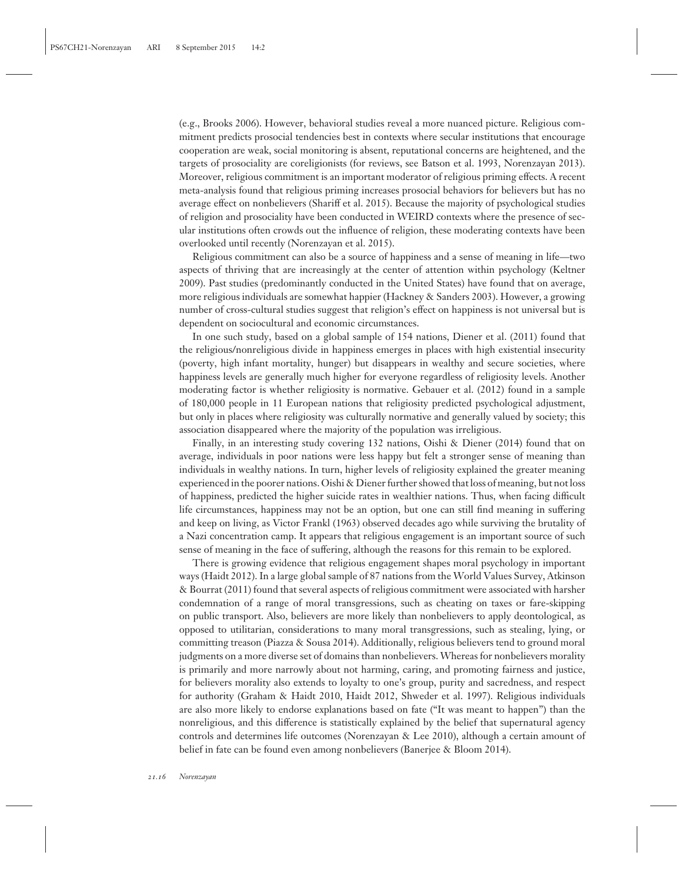(e.g., Brooks 2006). However, behavioral studies reveal a more nuanced picture. Religious commitment predicts prosocial tendencies best in contexts where secular institutions that encourage cooperation are weak, social monitoring is absent, reputational concerns are heightened, and the targets of prosociality are coreligionists (for reviews, see Batson et al. 1993, Norenzayan 2013). Moreover, religious commitment is an important moderator of religious priming effects. A recent meta-analysis found that religious priming increases prosocial behaviors for believers but has no average effect on nonbelievers (Shariff et al. 2015). Because the majority of psychological studies of religion and prosociality have been conducted in WEIRD contexts where the presence of secular institutions often crowds out the influence of religion, these moderating contexts have been overlooked until recently (Norenzayan et al. 2015).

Religious commitment can also be a source of happiness and a sense of meaning in life—two aspects of thriving that are increasingly at the center of attention within psychology (Keltner 2009). Past studies (predominantly conducted in the United States) have found that on average, more religious individuals are somewhat happier (Hackney & Sanders 2003). However, a growing number of cross-cultural studies suggest that religion's effect on happiness is not universal but is dependent on sociocultural and economic circumstances.

In one such study, based on a global sample of 154 nations, Diener et al. (2011) found that the religious/nonreligious divide in happiness emerges in places with high existential insecurity (poverty, high infant mortality, hunger) but disappears in wealthy and secure societies, where happiness levels are generally much higher for everyone regardless of religiosity levels. Another moderating factor is whether religiosity is normative. Gebauer et al. (2012) found in a sample of 180,000 people in 11 European nations that religiosity predicted psychological adjustment, but only in places where religiosity was culturally normative and generally valued by society; this association disappeared where the majority of the population was irreligious.

Finally, in an interesting study covering 132 nations, Oishi & Diener (2014) found that on average, individuals in poor nations were less happy but felt a stronger sense of meaning than individuals in wealthy nations. In turn, higher levels of religiosity explained the greater meaning experienced in the poorer nations. Oishi & Diener further showed that loss of meaning, but not loss of happiness, predicted the higher suicide rates in wealthier nations. Thus, when facing difficult life circumstances, happiness may not be an option, but one can still find meaning in suffering and keep on living, as Victor Frankl (1963) observed decades ago while surviving the brutality of a Nazi concentration camp. It appears that religious engagement is an important source of such sense of meaning in the face of suffering, although the reasons for this remain to be explored.

There is growing evidence that religious engagement shapes moral psychology in important ways (Haidt 2012). In a large global sample of 87 nations from the World Values Survey, Atkinson & Bourrat (2011) found that several aspects of religious commitment were associated with harsher condemnation of a range of moral transgressions, such as cheating on taxes or fare-skipping on public transport. Also, believers are more likely than nonbelievers to apply deontological, as opposed to utilitarian, considerations to many moral transgressions, such as stealing, lying, or committing treason (Piazza & Sousa 2014). Additionally, religious believers tend to ground moral judgments on a more diverse set of domains than nonbelievers. Whereas for nonbelievers morality is primarily and more narrowly about not harming, caring, and promoting fairness and justice, for believers morality also extends to loyalty to one's group, purity and sacredness, and respect for authority (Graham & Haidt 2010, Haidt 2012, Shweder et al. 1997). Religious individuals are also more likely to endorse explanations based on fate ("It was meant to happen") than the nonreligious, and this difference is statistically explained by the belief that supernatural agency controls and determines life outcomes (Norenzayan & Lee 2010), although a certain amount of belief in fate can be found even among nonbelievers (Banerjee & Bloom 2014).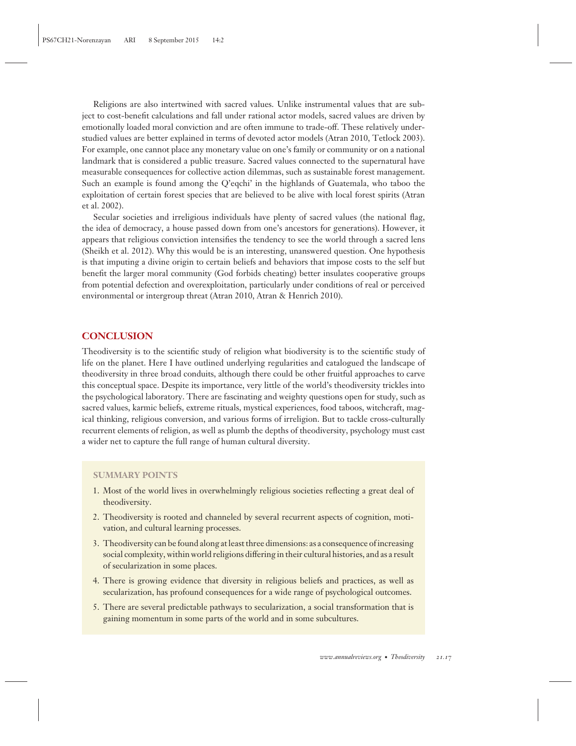Religions are also intertwined with sacred values. Unlike instrumental values that are subject to cost-benefit calculations and fall under rational actor models, sacred values are driven by emotionally loaded moral conviction and are often immune to trade-off. These relatively understudied values are better explained in terms of devoted actor models (Atran 2010, Tetlock 2003). For example, one cannot place any monetary value on one's family or community or on a national landmark that is considered a public treasure. Sacred values connected to the supernatural have measurable consequences for collective action dilemmas, such as sustainable forest management. Such an example is found among the Q'eqchi' in the highlands of Guatemala, who taboo the exploitation of certain forest species that are believed to be alive with local forest spirits (Atran et al. 2002).

Secular societies and irreligious individuals have plenty of sacred values (the national flag, the idea of democracy, a house passed down from one's ancestors for generations). However, it appears that religious conviction intensifies the tendency to see the world through a sacred lens (Sheikh et al. 2012). Why this would be is an interesting, unanswered question. One hypothesis is that imputing a divine origin to certain beliefs and behaviors that impose costs to the self but benefit the larger moral community (God forbids cheating) better insulates cooperative groups from potential defection and overexploitation, particularly under conditions of real or perceived environmental or intergroup threat (Atran 2010, Atran & Henrich 2010).

## CONCLUSION

Theodiversity is to the scientific study of religion what biodiversity is to the scientific study of life on the planet. Here I have outlined underlying regularities and catalogued the landscape of theodiversity in three broad conduits, although there could be other fruitful approaches to carve this conceptual space. Despite its importance, very little of the world's theodiversity trickles into the psychological laboratory. There are fascinating and weighty questions open for study, such as sacred values, karmic beliefs, extreme rituals, mystical experiences, food taboos, witchcraft, magical thinking, religious conversion, and various forms of irreligion. But to tackle cross-culturally recurrent elements of religion, as well as plumb the depths of theodiversity, psychology must cast a wider net to capture the full range of human cultural diversity.

### SUMMARY POINTS

1. Most of the world lives in overwhelmingly religious societies reflecting a great deal of theodiversity.
2. Theodiversity is rooted and channeled by several recurrent aspects of cognition, motivation, and cultural learning processes.
3. Theodiversity can be found along at least three dimensions: as a consequence of increasing social complexity, within world religions differing in their cultural histories, and as a result of secularization in some places.
4. There is growing evidence that diversity in religious beliefs and practices, as well as secularization, has profound consequences for a wide range of psychological outcomes.
5. There are several predictable pathways to secularization, a social transformation that is gaining momentum in some parts of the world and in some subcultures.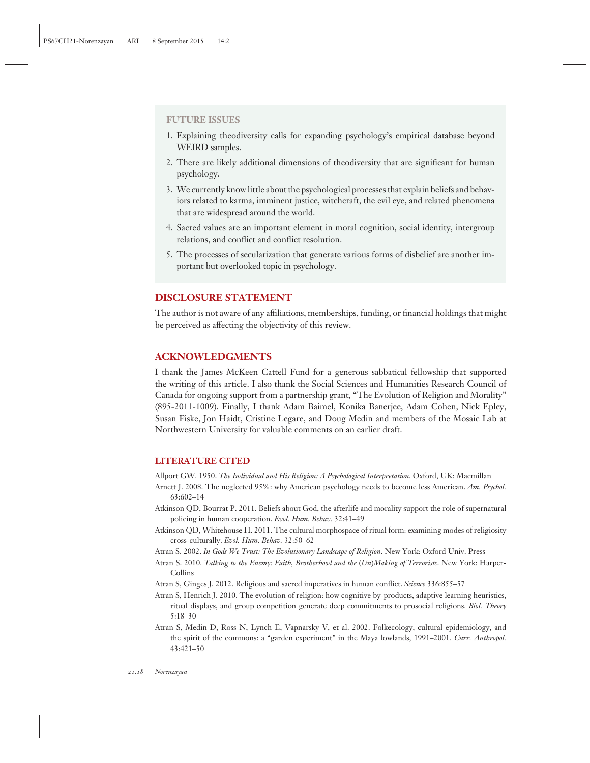## FUTURE ISSUES

1. Explaining theodiversity calls for expanding psychology's empirical database beyond WEIRD samples.
2. There are likely additional dimensions of theodiversity that are significant for human psychology.
3. We currently know little about the psychological processes that explain beliefs and behaviors related to karma, imminent justice, witchcraft, the evil eye, and related phenomena that are widespread around the world.
4. Sacred values are an important element in moral cognition, social identity, intergroup relations, and conflict and conflict resolution.
5. The processes of secularization that generate various forms of disbelief are another important but overlooked topic in psychology.

## DISCLOSURE STATEMENT

The author is not aware of any affiliations, memberships, funding, or financial holdings that might be perceived as affecting the objectivity of this review.

## ACKNOWLEDGMENTS

I thank the James McKeen Cattell Fund for a generous sabbatical fellowship that supported the writing of this article. I also thank the Social Sciences and Humanities Research Council of Canada for ongoing support from a partnership grant, "The Evolution of Religion and Morality" (895-2011-1009). Finally, I thank Adam Baimel, Konika Banerjee, Adam Cohen, Nick Epley, Susan Fiske, Jon Haidt, Cristine Legare, and Doug Medin and members of the Mosaic Lab at Northwestern University for valuable comments on an earlier draft.

## LITERATURE CITED

Allport GW. 1950. *The Individual and His Religion: A Psychological Interpretation*. Oxford, UK: Macmillan

Arnett J. 2008. The neglected 95%: why American psychology needs to become less American. *Am. Psychol.* 63:602–14

Atkinson QD, Bourrat P. 2011. Beliefs about God, the afterlife and morality support the role of supernatural policing in human cooperation. *Evol. Hum. Behav.* 32:41–49

Atkinson QD, Whitehouse H. 2011. The cultural morphospace of ritual form: examining modes of religiosity cross-culturally. *Evol. Hum. Behav.* 32:50–62

Atran S. 2002. *In Gods We Trust: The Evolutionary Landscape of Religion*. New York: Oxford Univ. Press

Atran S. 2010. *Talking to the Enemy: Faith, Brotherhood and the (Un)Making of Terrorists*. New York: HarperCollins

Atran S, Ginges J. 2012. Religious and sacred imperatives in human conflict. *Science* 336:855–57

Atran S, Henrich J. 2010. The evolution of religion: how cognitive by-products, adaptive learning heuristics, ritual displays, and group competition generate deep commitments to prosocial religions. *Biol. Theory* 5:18–30

Atran S, Medin D, Ross N, Lynch E, Vapnarsky V, et al. 2002. Folkecology, cultural epidemiology, and the spirit of the commons: a "garden experiment" in the Maya lowlands, 1991–2001. *Curr. Anthropol.* 43:421–50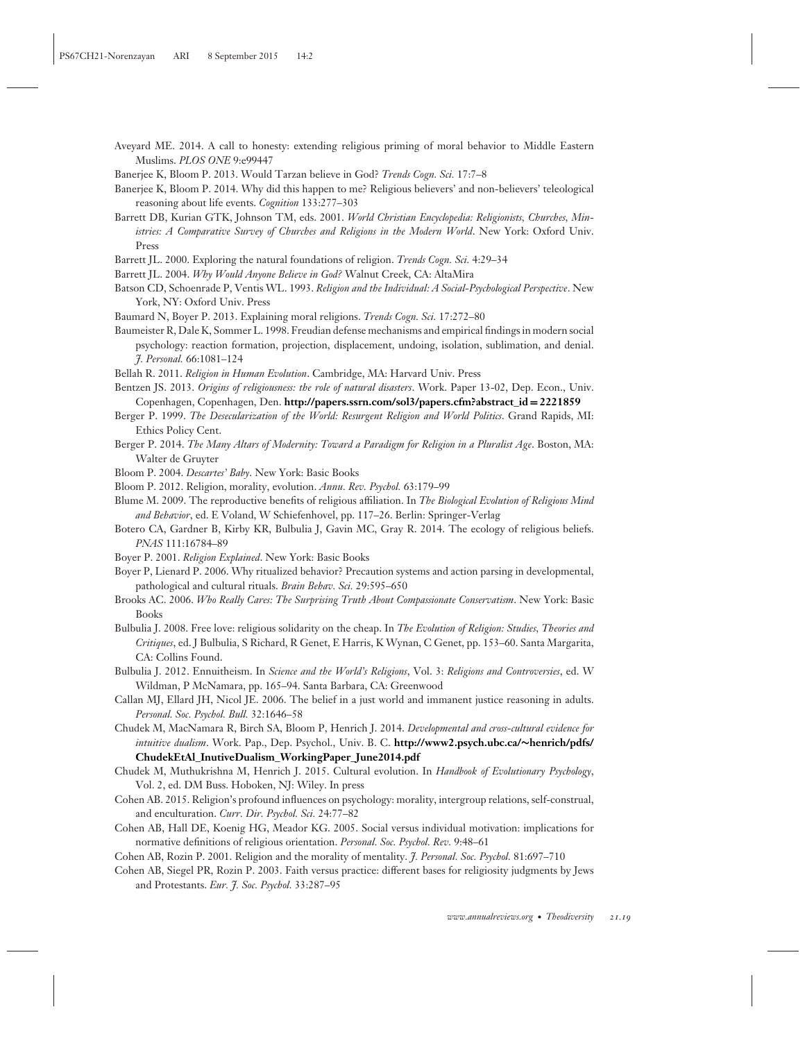Aveyard ME. 2014. A call to honesty: extending religious priming of moral behavior to Middle Eastern Muslims. *PLOS ONE* 9:e99447

Banerjee K, Bloom P. 2013. Would Tarzan believe in God? *Trends Cogn. Sci.* 17:7–8

Banerjee K, Bloom P. 2014. Why did this happen to me? Religious believers' and non-believers' teleological reasoning about life events. *Cognition* 133:277–303

Barrett DB, Kurian GTK, Johnson TM, eds. 2001. *World Christian Encyclopedia: Religionists, Churches, Ministries: A Comparative Survey of Churches and Religions in the Modern World*. New York: Oxford Univ. Press

Barrett JL. 2000. Exploring the natural foundations of religion. *Trends Cogn. Sci.* 4:29–34

Barrett JL. 2004. *Why Would Anyone Believe in God?* Walnut Creek, CA: AltaMira

Batson CD, Schoenrade P, Ventis WL. 1993. *Religion and the Individual: A Social-Psychological Perspective*. New York, NY: Oxford Univ. Press

Baumard N, Boyer P. 2013. Explaining moral religions. *Trends Cogn. Sci.* 17:272–80

Baumeister R, Dale K, Sommer L. 1998. Freudian defense mechanisms and empirical findings in modern social psychology: reaction formation, projection, displacement, undoing, isolation, sublimation, and denial. *J. Personal.* 66:1081–124

Bellah R. 2011. *Religion in Human Evolution*. Cambridge, MA: Harvard Univ. Press

Bentzen JS. 2013. *Origins of religiousness: the role of natural disasters*. Work. Paper 13-02, Dep. Econ., Univ. Copenhagen, Copenhagen, Den. **http://papers.ssrn.com/sol3/papers.cfm?abstract_id=2221859**

Berger P. 1999. *The Desecularization of the World: Resurgent Religion and World Politics*. Grand Rapids, MI: Ethics Policy Cent.

Berger P. 2014. *The Many Altars of Modernity: Toward a Paradigm for Religion in a Pluralist Age*. Boston, MA: Walter de Gruyter

Bloom P. 2004. *Descartes' Baby*. New York: Basic Books

Bloom P. 2012. Religion, morality, evolution. *Annu. Rev. Psychol.* 63:179–99

Blume M. 2009. The reproductive benefits of religious affiliation. In *The Biological Evolution of Religious Mind and Behavior*, ed. E Voland, W Schiefenhovel, pp. 117–26. Berlin: Springer-Verlag

Botero CA, Gardner B, Kirby KR, Bulbulia J, Gavin MC, Gray R. 2014. The ecology of religious beliefs. *PNAS* 111:16784–89

Boyer P. 2001. *Religion Explained*. New York: Basic Books

Boyer P, Lienard P. 2006. Why ritualized behavior? Precaution systems and action parsing in developmental, pathological and cultural rituals. *Brain Behav. Sci.* 29:595–650

Brooks AC. 2006. *Who Really Cares: The Surprising Truth About Compassionate Conservatism*. New York: Basic Books

Bulbulia J. 2008. Free love: religious solidarity on the cheap. In *The Evolution of Religion: Studies, Theories and Critiques*, ed. J Bulbulia, S Richard, R Genet, E Harris, K Wynan, C Genet, pp. 153–60. Santa Margarita, CA: Collins Found.

Bulbulia J. 2012. Ennuitheism. In *Science and the World's Religions*, Vol. 3: *Religions and Controversies*, ed. W Wildman, P McNamara, pp. 165–94. Santa Barbara, CA: Greenwood

Callan MJ, Ellard JH, Nicol JE. 2006. The belief in a just world and immanent justice reasoning in adults. *Personal. Soc. Psychol. Bull.* 32:1646–58

Chudek M, MacNamara R, Birch SA, Bloom P, Henrich J. 2014. *Developmental and cross-cultural evidence for intuitive dualism*. Work. Pap., Dep. Psychol., Univ. B. C. **http://www2.psych.ubc.ca/~henrich/pdfs/ChudekEtAl_InutiveDualism_WorkingPaper_June2014.pdf**

Chudek M, Muthukrishna M, Henrich J. 2015. Cultural evolution. In *Handbook of Evolutionary Psychology*, Vol. 2, ed. DM Buss. Hoboken, NJ: Wiley. In press

Cohen AB. 2015. Religion's profound influences on psychology: morality, intergroup relations, self-construal, and enculturation. *Curr. Dir. Psychol. Sci.* 24:77–82

Cohen AB, Hall DE, Koenig HG, Meador KG. 2005. Social versus individual motivation: implications for normative definitions of religious orientation. *Personal. Soc. Psychol. Rev.* 9:48–61

Cohen AB, Rozin P. 2001. Religion and the morality of mentality. *J. Personal. Soc. Psychol.* 81:697–710

Cohen AB, Siegel PR, Rozin P. 2003. Faith versus practice: different bases for religiosity judgments by Jews and Protestants. *Eur. J. Soc. Psychol.* 33:287–95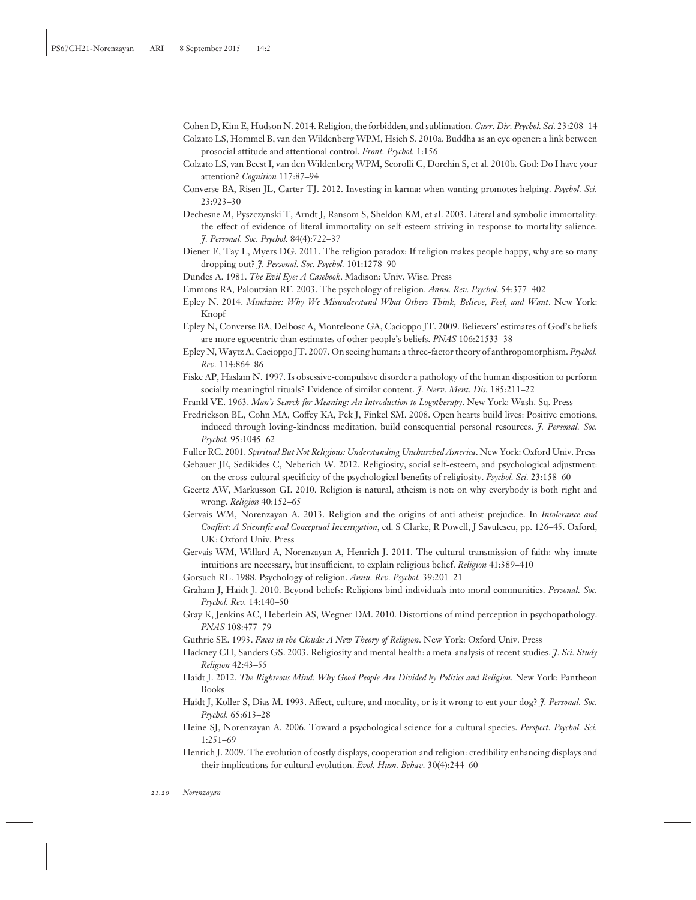Cohen D, Kim E, Hudson N. 2014. Religion, the forbidden, and sublimation. *Curr. Dir. Psychol. Sci.* 23:208–14

Colzato LS, Hommel B, van den Wildenberg WPM, Hsieh S. 2010a. Buddha as an eye opener: a link between prosocial attitude and attentional control. *Front. Psychol.* 1:156

Colzato LS, van Beest I, van den Wildenberg WPM, Scorolli C, Dorchin S, et al. 2010b. God: Do I have your attention? *Cognition* 117:87–94

Converse BA, Risen JL, Carter TJ. 2012. Investing in karma: when wanting promotes helping. *Psychol. Sci.* 23:923–30

Dechesne M, Pyszczynski T, Arndt J, Ransom S, Sheldon KM, et al. 2003. Literal and symbolic immortality: the effect of evidence of literal immortality on self-esteem striving in response to mortality salience. *J. Personal. Soc. Psychol.* 84(4):722–37

Diener E, Tay L, Myers DG. 2011. The religion paradox: If religion makes people happy, why are so many dropping out? *J. Personal. Soc. Psychol.* 101:1278–90

Dundes A. 1981. *The Evil Eye: A Casebook*. Madison: Univ. Wisc. Press

Emmons RA, Paloutzian RF. 2003. The psychology of religion. *Annu. Rev. Psychol.* 54:377–402

Epley N. 2014. *Mindwise: Why We Misunderstand What Others Think, Believe, Feel, and Want*. New York: Knopf

Epley N, Converse BA, Delbosc A, Monteleone GA, Cacioppo JT. 2009. Believers' estimates of God's beliefs are more egocentric than estimates of other people's beliefs. *PNAS* 106:21533–38

Epley N, Waytz A, Cacioppo JT. 2007. On seeing human: a three-factor theory of anthropomorphism. *Psychol. Rev.* 114:864–86

Fiske AP, Haslam N. 1997. Is obsessive-compulsive disorder a pathology of the human disposition to perform socially meaningful rituals? Evidence of similar content. *J. Nerv. Ment. Dis.* 185:211–22

Frankl VE. 1963. *Man's Search for Meaning: An Introduction to Logotherapy*. New York: Wash. Sq. Press

Fredrickson BL, Cohn MA, Coffey KA, Pek J, Finkel SM. 2008. Open hearts build lives: Positive emotions, induced through loving-kindness meditation, build consequential personal resources. *J. Personal. Soc. Psychol.* 95:1045–62

Fuller RC. 2001. *Spiritual But Not Religious: Understanding Unchurched America*. New York: Oxford Univ. Press

Gebauer JE, Sedikides C, Neberich W. 2012. Religiosity, social self-esteem, and psychological adjustment: on the cross-cultural specificity of the psychological benefits of religiosity. *Psychol. Sci.* 23:158–60

Geertz AW, Markusson GI. 2010. Religion is natural, atheism is not: on why everybody is both right and wrong. *Religion* 40:152–65

Gervais WM, Norenzayan A. 2013. Religion and the origins of anti-atheist prejudice. In *Intolerance and Conflict: A Scientific and Conceptual Investigation*, ed. S Clarke, R Powell, J Savulescu, pp. 126–45. Oxford, UK: Oxford Univ. Press

Gervais WM, Willard A, Norenzayan A, Henrich J. 2011. The cultural transmission of faith: why innate intuitions are necessary, but insufficient, to explain religious belief. *Religion* 41:389–410

Gorsuch RL. 1988. Psychology of religion. *Annu. Rev. Psychol.* 39:201–21

Graham J, Haidt J. 2010. Beyond beliefs: Religions bind individuals into moral communities. *Personal. Soc. Psychol. Rev.* 14:140–50

Gray K, Jenkins AC, Heberlein AS, Wegner DM. 2010. Distortions of mind perception in psychopathology. *PNAS* 108:477–79

Guthrie SE. 1993. *Faces in the Clouds: A New Theory of Religion*. New York: Oxford Univ. Press

Hackney CH, Sanders GS. 2003. Religiosity and mental health: a meta-analysis of recent studies. *J. Sci. Study Religion* 42:43–55

Haidt J. 2012. *The Righteous Mind: Why Good People Are Divided by Politics and Religion*. New York: Pantheon Books

Haidt J, Koller S, Dias M. 1993. Affect, culture, and morality, or is it wrong to eat your dog? *J. Personal. Soc. Psychol.* 65:613–28

Heine SJ, Norenzayan A. 2006. Toward a psychological science for a cultural species. *Perspect. Psychol. Sci.* 1:251–69

Henrich J. 2009. The evolution of costly displays, cooperation and religion: credibility enhancing displays and their implications for cultural evolution. *Evol. Hum. Behav.* 30(4):244–60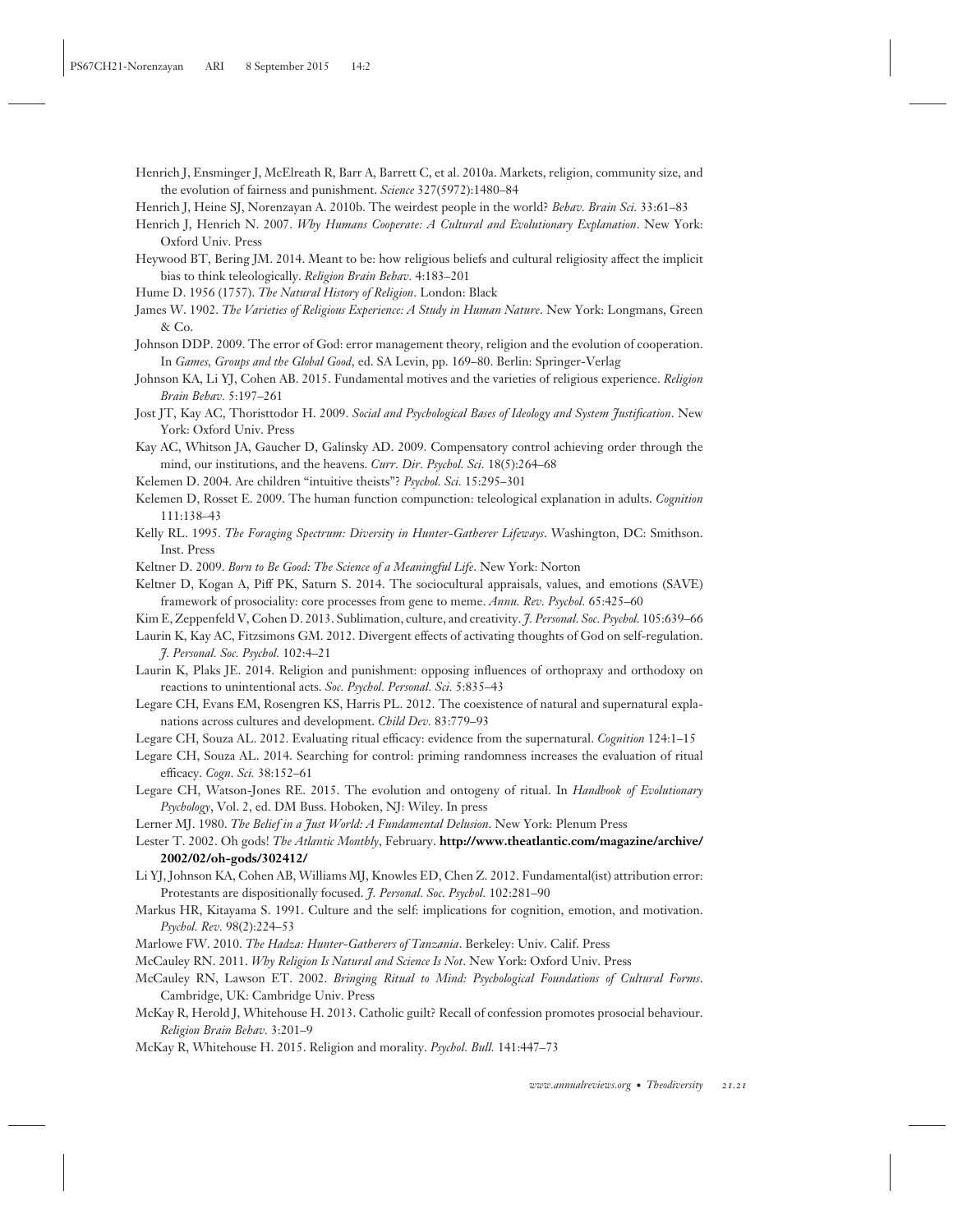Henrich J, Ensminger J, McElreath R, Barr A, Barrett C, et al. 2010a. Markets, religion, community size, and the evolution of fairness and punishment. *Science* 327(5972):1480–84

Henrich J, Heine SJ, Norenzayan A. 2010b. The weirdest people in the world? *Behav. Brain Sci.* 33:61–83

Henrich J, Henrich N. 2007. *Why Humans Cooperate: A Cultural and Evolutionary Explanation*. New York: Oxford Univ. Press

Heywood BT, Bering JM. 2014. Meant to be: how religious beliefs and cultural religiosity affect the implicit bias to think teleologically. *Religion Brain Behav.* 4:183–201

Hume D. 1956 (1757). *The Natural History of Religion*. London: Black

James W. 1902. *The Varieties of Religious Experience: A Study in Human Nature*. New York: Longmans, Green & Co.

Johnson DDP. 2009. The error of God: error management theory, religion and the evolution of cooperation. In *Games, Groups and the Global Good*, ed. SA Levin, pp. 169–80. Berlin: Springer-Verlag

Johnson KA, Li YJ, Cohen AB. 2015. Fundamental motives and the varieties of religious experience. *Religion Brain Behav.* 5:197–261

Jost JT, Kay AC, Thoristtodor H. 2009. *Social and Psychological Bases of Ideology and System Justification*. New York: Oxford Univ. Press

Kay AC, Whitson JA, Gaucher D, Galinsky AD. 2009. Compensatory control achieving order through the mind, our institutions, and the heavens. *Curr. Dir. Psychol. Sci.* 18(5):264–68

Kelemen D. 2004. Are children "intuitive theists"? *Psychol. Sci.* 15:295–301

Kelemen D, Rosset E. 2009. The human function compunction: teleological explanation in adults. *Cognition* 111:138–43

Kelly RL. 1995. *The Foraging Spectrum: Diversity in Hunter-Gatherer Lifeways*. Washington, DC: Smithson. Inst. Press

Keltner D. 2009. *Born to Be Good: The Science of a Meaningful Life*. New York: Norton

Keltner D, Kogan A, Piff PK, Saturn S. 2014. The sociocultural appraisals, values, and emotions (SAVE) framework of prosociality: core processes from gene to meme. *Annu. Rev. Psychol.* 65:425–60

Kim E, Zeppenfeld V, Cohen D. 2013. Sublimation, culture, and creativity. *J. Personal. Soc. Psychol.* 105:639–66

Laurin K, Kay AC, Fitzsimons GM. 2012. Divergent effects of activating thoughts of God on self-regulation. *J. Personal. Soc. Psychol.* 102:4–21

Laurin K, Plaks JE. 2014. Religion and punishment: opposing influences of orthopraxy and orthodoxy on reactions to unintentional acts. *Soc. Psychol. Personal. Sci.* 5:835–43

Legare CH, Evans EM, Rosengren KS, Harris PL. 2012. The coexistence of natural and supernatural explanations across cultures and development. *Child Dev.* 83:779–93

Legare CH, Souza AL. 2012. Evaluating ritual efficacy: evidence from the supernatural. *Cognition* 124:1–15

Legare CH, Souza AL. 2014. Searching for control: priming randomness increases the evaluation of ritual efficacy. *Cogn. Sci.* 38:152–61

Legare CH, Watson-Jones RE. 2015. The evolution and ontogeny of ritual. In *Handbook of Evolutionary Psychology*, Vol. 2, ed. DM Buss. Hoboken, NJ: Wiley. In press

Lerner MJ. 1980. *The Belief in a Just World: A Fundamental Delusion*. New York: Plenum Press

Lester T. 2002. Oh gods! *The Atlantic Monthly*, February. **http://www.theatlantic.com/magazine/archive/2002/02/oh-gods/302412/**

Li YJ, Johnson KA, Cohen AB, Williams MJ, Knowles ED, Chen Z. 2012. Fundamental(ist) attribution error: Protestants are dispositionally focused. *J. Personal. Soc. Psychol.* 102:281–90

Markus HR, Kitayama S. 1991. Culture and the self: implications for cognition, emotion, and motivation. *Psychol. Rev.* 98(2):224–53

Marlowe FW. 2010. *The Hadza: Hunter-Gatherers of Tanzania*. Berkeley: Univ. Calif. Press

McCauley RN. 2011. *Why Religion Is Natural and Science Is Not*. New York: Oxford Univ. Press

McCauley RN, Lawson ET. 2002. *Bringing Ritual to Mind: Psychological Foundations of Cultural Forms*. Cambridge, UK: Cambridge Univ. Press

McKay R, Herold J, Whitehouse H. 2013. Catholic guilt? Recall of confession promotes prosocial behaviour. *Religion Brain Behav.* 3:201–9

McKay R, Whitehouse H. 2015. Religion and morality. *Psychol. Bull.* 141:447–73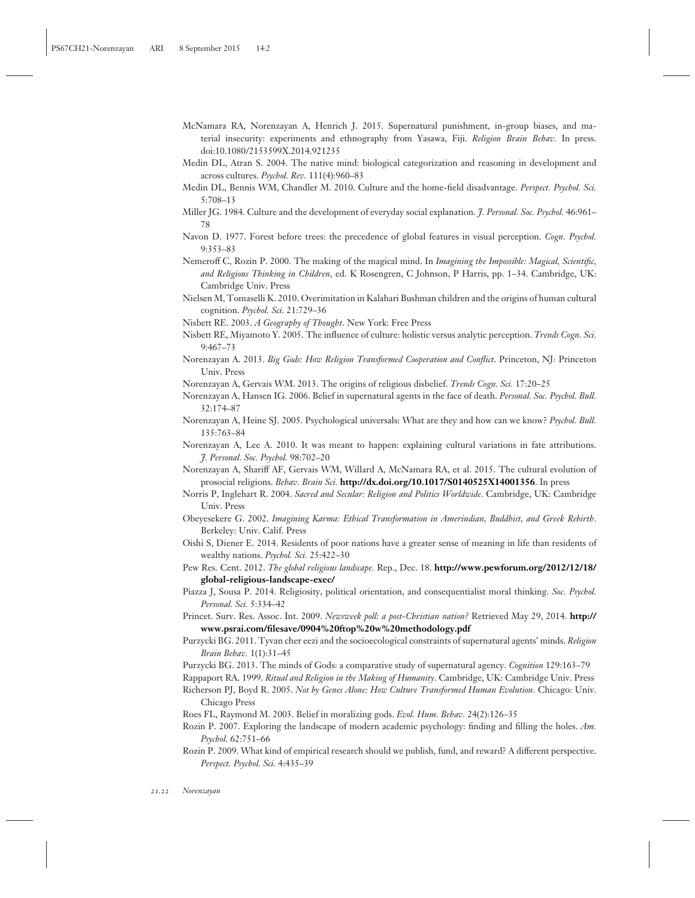McNamara RA, Norenzayan A, Henrich J. 2015. Supernatural punishment, in-group biases, and material insecurity: experiments and ethnography from Yasawa, Fiji. *Religion Brain Behav.* In press. doi:10.1080/2153599X.2014.921235

Medin DL, Atran S. 2004. The native mind: biological categorization and reasoning in development and across cultures. *Psychol. Rev.* 111(4):960–83

Medin DL, Bennis WM, Chandler M. 2010. Culture and the home-field disadvantage. *Perspect. Psychol. Sci.* 5:708–13

Miller JG. 1984. Culture and the development of everyday social explanation. *J. Personal. Soc. Psychol.* 46:961–78

Navon D. 1977. Forest before trees: the precedence of global features in visual perception. *Cogn. Psychol.* 9:353–83

Nemeroff C, Rozin P. 2000. The making of the magical mind. In *Imagining the Impossible: Magical, Scientific, and Religious Thinking in Children*, ed. K Rosengren, C Johnson, P Harris, pp. 1–34. Cambridge, UK: Cambridge Univ. Press

Nielsen M, Tomaselli K. 2010. Overimitation in Kalahari Bushman children and the origins of human cultural cognition. *Psychol. Sci.* 21:729–36

Nisbett RE. 2003. *A Geography of Thought*. New York: Free Press

Nisbett RE, Miyamoto Y. 2005. The influence of culture: holistic versus analytic perception. *Trends Cogn. Sci.* 9:467–73

Norenzayan A. 2013. *Big Gods: How Religion Transformed Cooperation and Conflict*. Princeton, NJ: Princeton Univ. Press

Norenzayan A, Gervais WM. 2013. The origins of religious disbelief. *Trends Cogn. Sci.* 17:20–25

Norenzayan A, Hansen IG. 2006. Belief in supernatural agents in the face of death. *Personal. Soc. Psychol. Bull.* 32:174–87

Norenzayan A, Heine SJ. 2005. Psychological universals: What are they and how can we know? *Psychol. Bull.* 135:763–84

Norenzayan A, Lee A. 2010. It was meant to happen: explaining cultural variations in fate attributions. *J. Personal. Soc. Psychol.* 98:702–20

Norenzayan A, Shariff AF, Gervais WM, Willard A, McNamara RA, et al. 2015. The cultural evolution of prosocial religions. *Behav. Brain Sci.* **http://dx.doi.org/10.1017/S0140525X14001356**. In press

Norris P, Inglehart R. 2004. *Sacred and Secular: Religion and Politics Worldwide*. Cambridge, UK: Cambridge Univ. Press

Obeyesekere G. 2002. *Imagining Karma: Ethical Transformation in Amerindian, Buddhist, and Greek Rebirth*. Berkeley: Univ. Calif. Press

Oishi S, Diener E. 2014. Residents of poor nations have a greater sense of meaning in life than residents of wealthy nations. *Psychol. Sci.* 25:422–30

Pew Res. Cent. 2012. *The global religious landscape.* Rep., Dec. 18. **http://www.pewforum.org/2012/12/18/global-religious-landscape-exec/**

Piazza J, Sousa P. 2014. Religiosity, political orientation, and consequentialist moral thinking. *Soc. Psychol. Personal. Sci.* 5:334–42

Princet. Surv. Res. Assoc. Int. 2009. *Newsweek poll: a post-Christian nation?* Retrieved May 29, 2014. **http://www.psrai.com/filesave/0904%20ftop%20w%20methodology.pdf**

Purzycki BG. 2011. Tyvan cher eezi and the socioecological constraints of supernatural agents' minds. *Religion Brain Behav.* 1(1):31–45

Purzycki BG. 2013. The minds of Gods: a comparative study of supernatural agency. *Cognition* 129:163–79

Rappaport RA. 1999. *Ritual and Religion in the Making of Humanity*. Cambridge, UK: Cambridge Univ. Press

Richerson PJ, Boyd R. 2005. *Not by Genes Alone: How Culture Transformed Human Evolution*. Chicago: Univ. Chicago Press

Roes FL, Raymond M. 2003. Belief in moralizing gods. *Evol. Hum. Behav.* 24(2):126–35

Rozin P. 2007. Exploring the landscape of modern academic psychology: finding and filling the holes. *Am. Psychol.* 62:751–66

Rozin P. 2009. What kind of empirical research should we publish, fund, and reward? A different perspective. *Perspect. Psychol. Sci.* 4:435–39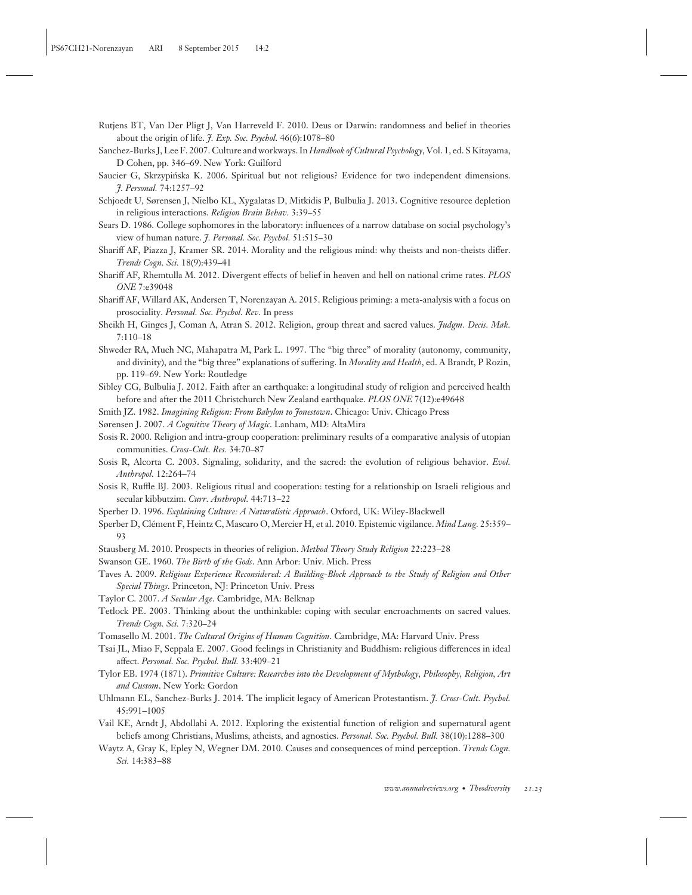Rutjens BT, Van Der Pligt J, Van Harreveld F. 2010. Deus or Darwin: randomness and belief in theories about the origin of life. *J. Exp. Soc. Psychol.* 46(6):1078–80

Sanchez-Burks J, Lee F. 2007. Culture and workways. In *Handbook of Cultural Psychology*, Vol. 1, ed. S Kitayama, D Cohen, pp. 346–69. New York: Guilford

Saucier G, Skrzypińska K. 2006. Spiritual but not religious? Evidence for two independent dimensions. *J. Personal.* 74:1257–92

Schjoedt U, Sørensen J, Nielbo KL, Xygalatas D, Mitkidis P, Bulbulia J. 2013. Cognitive resource depletion in religious interactions. *Religion Brain Behav.* 3:39–55

Sears D. 1986. College sophomores in the laboratory: influences of a narrow database on social psychology's view of human nature. *J. Personal. Soc. Psychol.* 51:515–30

Shariff AF, Piazza J, Kramer SR. 2014. Morality and the religious mind: why theists and non-theists differ. *Trends Cogn. Sci.* 18(9):439–41

Shariff AF, Rhemtulla M. 2012. Divergent effects of belief in heaven and hell on national crime rates. *PLOS ONE* 7:e39048

Shariff AF, Willard AK, Andersen T, Norenzayan A. 2015. Religious priming: a meta-analysis with a focus on prosociality. *Personal. Soc. Psychol. Rev.* In press

Sheikh H, Ginges J, Coman A, Atran S. 2012. Religion, group threat and sacred values. *Judgm. Decis. Mak.* 7:110–18

Shweder RA, Much NC, Mahapatra M, Park L. 1997. The "big three" of morality (autonomy, community, and divinity), and the "big three" explanations of suffering. In *Morality and Health*, ed. A Brandt, P Rozin, pp. 119–69. New York: Routledge

Sibley CG, Bulbulia J. 2012. Faith after an earthquake: a longitudinal study of religion and perceived health before and after the 2011 Christchurch New Zealand earthquake. *PLOS ONE* 7(12):e49648

Smith JZ. 1982. *Imagining Religion: From Babylon to Jonestown*. Chicago: Univ. Chicago Press

Sørensen J. 2007. *A Cognitive Theory of Magic*. Lanham, MD: AltaMira

Sosis R. 2000. Religion and intra-group cooperation: preliminary results of a comparative analysis of utopian communities. *Cross-Cult. Res.* 34:70–87

Sosis R, Alcorta C. 2003. Signaling, solidarity, and the sacred: the evolution of religious behavior. *Evol. Anthropol.* 12:264–74

Sosis R, Ruffle BJ. 2003. Religious ritual and cooperation: testing for a relationship on Israeli religious and secular kibbutzim. *Curr. Anthropol.* 44:713–22

Sperber D. 1996. *Explaining Culture: A Naturalistic Approach*. Oxford, UK: Wiley-Blackwell

Sperber D, Clément F, Heintz C, Mascaro O, Mercier H, et al. 2010. Epistemic vigilance. *Mind Lang.* 25:359–93

Stausberg M. 2010. Prospects in theories of religion. *Method Theory Study Religion* 22:223–28

Swanson GE. 1960. *The Birth of the Gods*. Ann Arbor: Univ. Mich. Press

Taves A. 2009. *Religious Experience Reconsidered: A Building-Block Approach to the Study of Religion and Other Special Things*. Princeton, NJ: Princeton Univ. Press

Taylor C. 2007. *A Secular Age*. Cambridge, MA: Belknap

Tetlock PE. 2003. Thinking about the unthinkable: coping with secular encroachments on sacred values. *Trends Cogn. Sci.* 7:320–24

Tomasello M. 2001. *The Cultural Origins of Human Cognition*. Cambridge, MA: Harvard Univ. Press

Tsai JL, Miao F, Seppala E. 2007. Good feelings in Christianity and Buddhism: religious differences in ideal affect. *Personal. Soc. Psychol. Bull.* 33:409–21

Tylor EB. 1974 (1871). *Primitive Culture: Researches into the Development of Mythology, Philosophy, Religion, Art and Custom*. New York: Gordon

Uhlmann EL, Sanchez-Burks J. 2014. The implicit legacy of American Protestantism. *J. Cross-Cult. Psychol.* 45:991–1005

Vail KE, Arndt J, Abdollahi A. 2012. Exploring the existential function of religion and supernatural agent beliefs among Christians, Muslims, atheists, and agnostics. *Personal. Soc. Psychol. Bull.* 38(10):1288–300

Waytz A, Gray K, Epley N, Wegner DM. 2010. Causes and consequences of mind perception. *Trends Cogn. Sci.* 14:383–88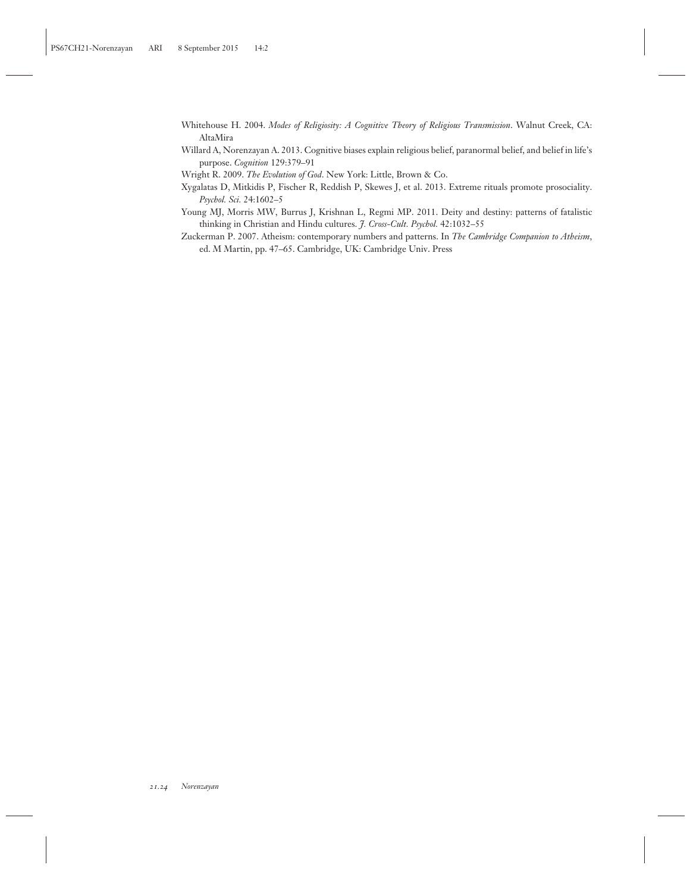Whitehouse H. 2004. *Modes of Religiosity: A Cognitive Theory of Religious Transmission*. Walnut Creek, CA: AltaMira

Willard A, Norenzayan A. 2013. Cognitive biases explain religious belief, paranormal belief, and belief in life's purpose. *Cognition* 129:379–91

Wright R. 2009. *The Evolution of God*. New York: Little, Brown & Co.

Xygalatas D, Mitkidis P, Fischer R, Reddish P, Skewes J, et al. 2013. Extreme rituals promote prosociality. *Psychol. Sci.* 24:1602–5

Young MJ, Morris MW, Burrus J, Krishnan L, Regmi MP. 2011. Deity and destiny: patterns of fatalistic thinking in Christian and Hindu cultures. *J. Cross-Cult. Psychol.* 42:1032–55

Zuckerman P. 2007. Atheism: contemporary numbers and patterns. In *The Cambridge Companion to Atheism*, ed. M Martin, pp. 47–65. Cambridge, UK: Cambridge Univ. Press